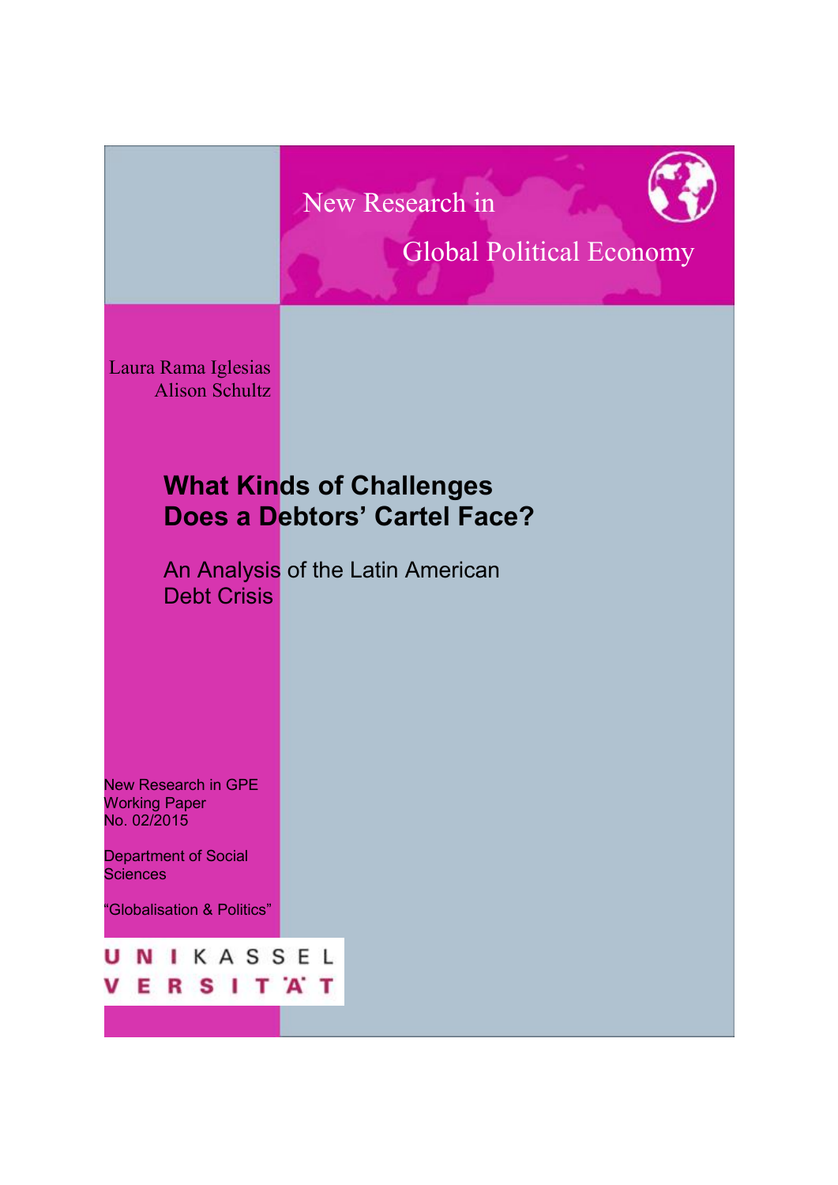New Research in

Global Political Economy

Laura Rama Iglesias
Alison Schultz

# What Kinds of Challenges Does a Debtors' Cartel Face?

## An Analysis of the Latin American Debt Crisis

New Research in GPE
Working Paper
No. 02/2015

Department of Social Sciences

"Globalisation & Politics"

UNIKASSEL
VERSITÄT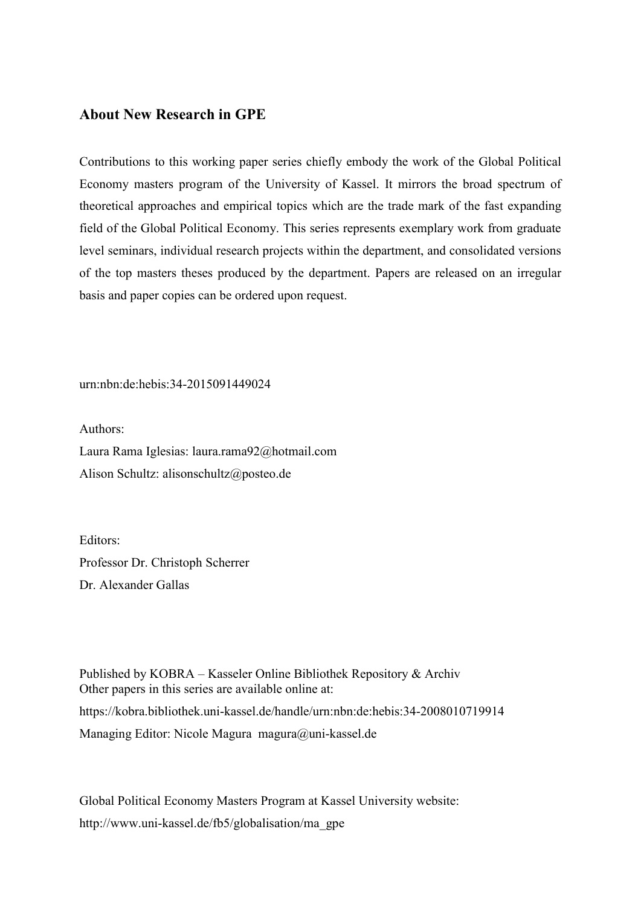## About New Research in GPE

Contributions to this working paper series chiefly embody the work of the Global Political Economy masters program of the University of Kassel. It mirrors the broad spectrum of theoretical approaches and empirical topics which are the trade mark of the fast expanding field of the Global Political Economy. This series represents exemplary work from graduate level seminars, individual research projects within the department, and consolidated versions of the top masters theses produced by the department. Papers are released on an irregular basis and paper copies can be ordered upon request.

urn:nbn:de:hebis:34-2015091449024

Authors:
Laura Rama Iglesias: laura.rama92@hotmail.com
Alison Schultz: alisonschultz@posteo.de

Editors:
Professor Dr. Christoph Scherrer
Dr. Alexander Gallas

Published by KOBRA – Kasseler Online Bibliothek Repository & Archiv
Other papers in this series are available online at:
https://kobra.bibliothek.uni-kassel.de/handle/urn:nbn:de:hebis:34-2008010719914
Managing Editor: Nicole Magura magura@uni-kassel.de

Global Political Economy Masters Program at Kassel University website:
http://www.uni-kassel.de/fb5/globalisation/ma_gpe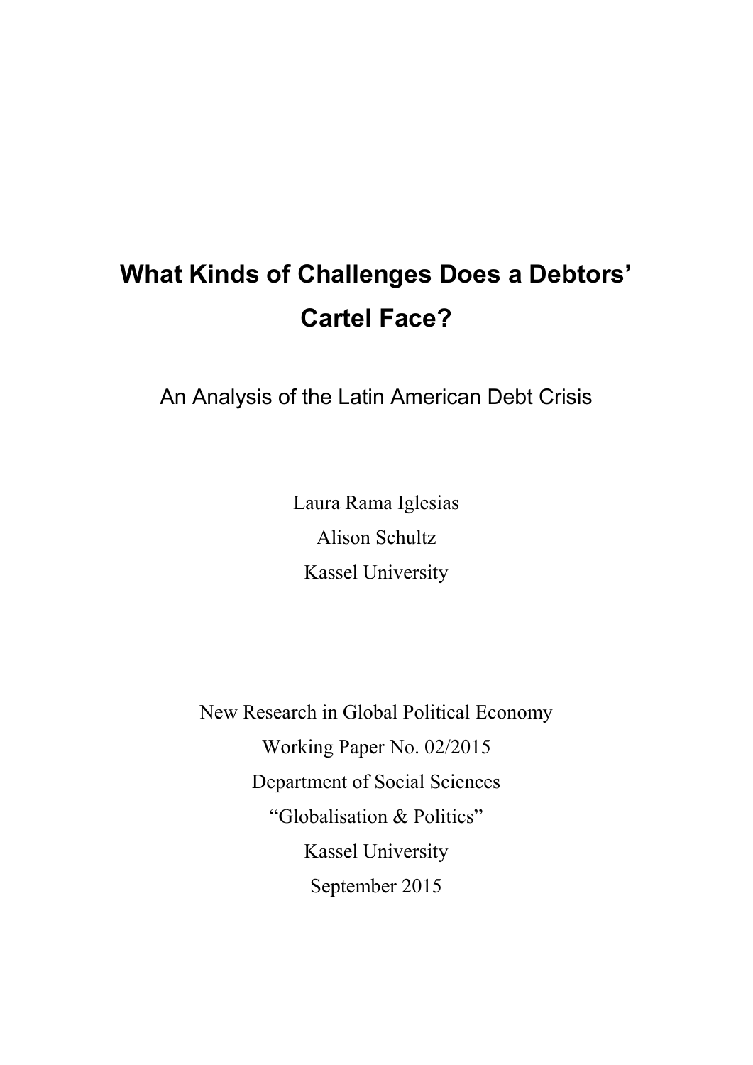# What Kinds of Challenges Does a Debtors' Cartel Face?

An Analysis of the Latin American Debt Crisis

Laura Rama Iglesias

Alison Schultz

Kassel University

New Research in Global Political Economy

Working Paper No. 02/2015

Department of Social Sciences

"Globalisation & Politics"

Kassel University

September 2015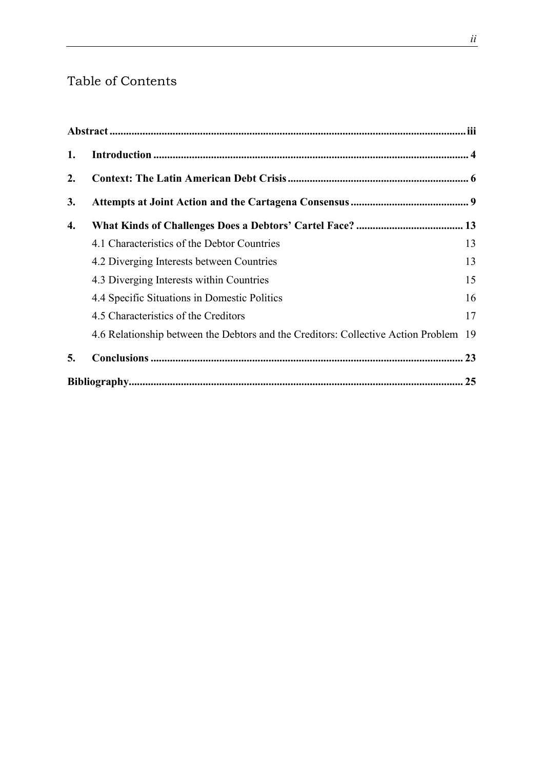# Table of Contents

| | | |
|---|---|---|
| **Abstract** | | **iii** |
| **1.** | **Introduction** | **4** |
| **2.** | **Context: The Latin American Debt Crisis** | **6** |
| **3.** | **Attempts at Joint Action and the Cartagena Consensus** | **9** |
| **4.** | **What Kinds of Challenges Does a Debtors' Cartel Face?** | **13** |
| | 4.1 Characteristics of the Debtor Countries | 13 |
| | 4.2 Diverging Interests between Countries | 13 |
| | 4.3 Diverging Interests within Countries | 15 |
| | 4.4 Specific Situations in Domestic Politics | 16 |
| | 4.5 Characteristics of the Creditors | 17 |
| | 4.6 Relationship between the Debtors and the Creditors: Collective Action Problem | 19 |
| **5.** | **Conclusions** | **23** |
| **Bibliography** | | **25** |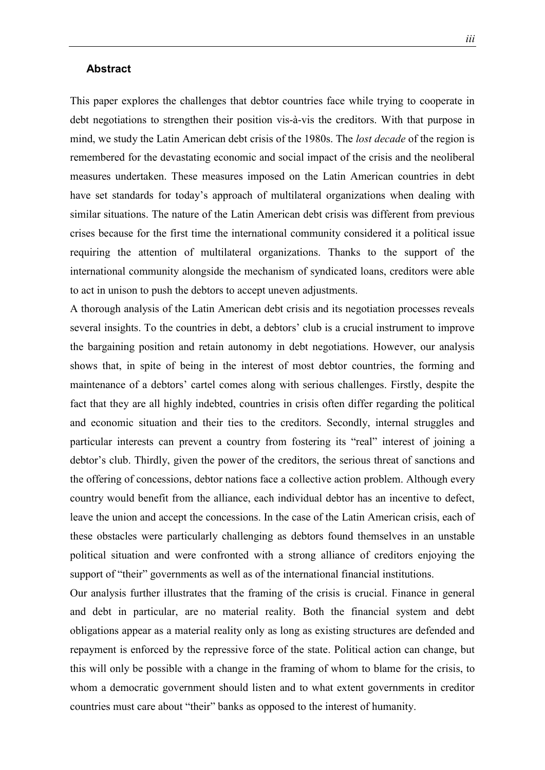### Abstract

This paper explores the challenges that debtor countries face while trying to cooperate in debt negotiations to strengthen their position vis-à-vis the creditors. With that purpose in mind, we study the Latin American debt crisis of the 1980s. The *lost decade* of the region is remembered for the devastating economic and social impact of the crisis and the neoliberal measures undertaken. These measures imposed on the Latin American countries in debt have set standards for today's approach of multilateral organizations when dealing with similar situations. The nature of the Latin American debt crisis was different from previous crises because for the first time the international community considered it a political issue requiring the attention of multilateral organizations. Thanks to the support of the international community alongside the mechanism of syndicated loans, creditors were able to act in unison to push the debtors to accept uneven adjustments.

A thorough analysis of the Latin American debt crisis and its negotiation processes reveals several insights. To the countries in debt, a debtors' club is a crucial instrument to improve the bargaining position and retain autonomy in debt negotiations. However, our analysis shows that, in spite of being in the interest of most debtor countries, the forming and maintenance of a debtors' cartel comes along with serious challenges. Firstly, despite the fact that they are all highly indebted, countries in crisis often differ regarding the political and economic situation and their ties to the creditors. Secondly, internal struggles and particular interests can prevent a country from fostering its "real" interest of joining a debtor's club. Thirdly, given the power of the creditors, the serious threat of sanctions and the offering of concessions, debtor nations face a collective action problem. Although every country would benefit from the alliance, each individual debtor has an incentive to defect, leave the union and accept the concessions. In the case of the Latin American crisis, each of these obstacles were particularly challenging as debtors found themselves in an unstable political situation and were confronted with a strong alliance of creditors enjoying the support of "their" governments as well as of the international financial institutions.

Our analysis further illustrates that the framing of the crisis is crucial. Finance in general and debt in particular, are no material reality. Both the financial system and debt obligations appear as a material reality only as long as existing structures are defended and repayment is enforced by the repressive force of the state. Political action can change, but this will only be possible with a change in the framing of whom to blame for the crisis, to whom a democratic government should listen and to what extent governments in creditor countries must care about "their" banks as opposed to the interest of humanity.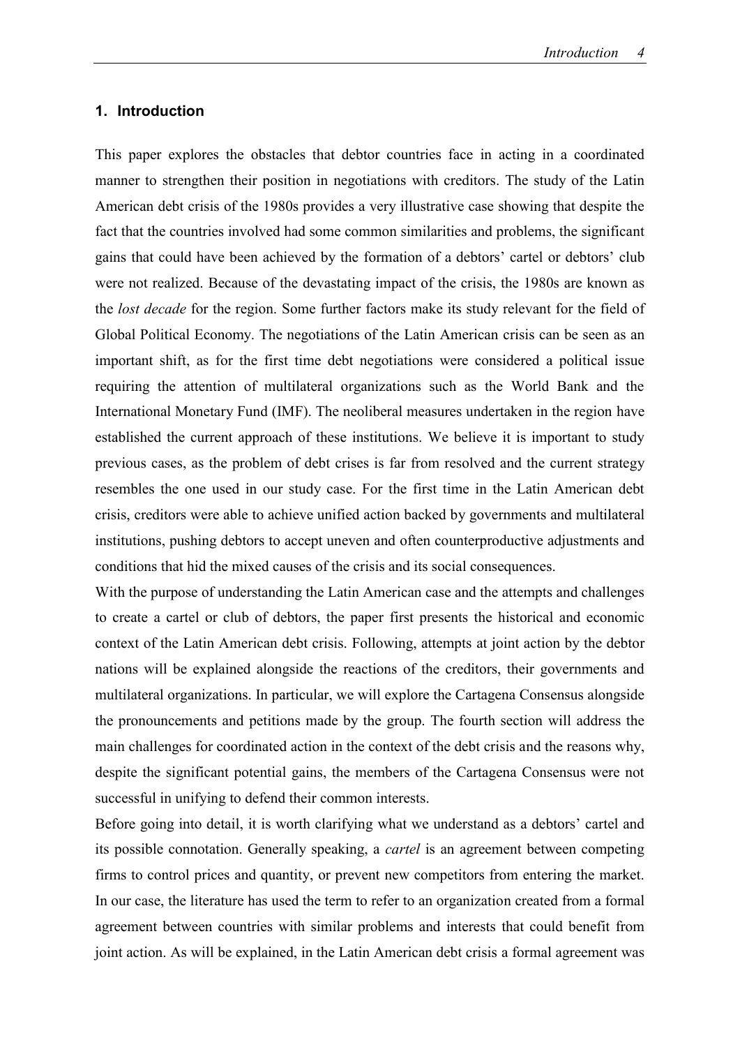## 1. Introduction

This paper explores the obstacles that debtor countries face in acting in a coordinated manner to strengthen their position in negotiations with creditors. The study of the Latin American debt crisis of the 1980s provides a very illustrative case showing that despite the fact that the countries involved had some common similarities and problems, the significant gains that could have been achieved by the formation of a debtors' cartel or debtors' club were not realized. Because of the devastating impact of the crisis, the 1980s are known as the *lost decade* for the region. Some further factors make its study relevant for the field of Global Political Economy. The negotiations of the Latin American crisis can be seen as an important shift, as for the first time debt negotiations were considered a political issue requiring the attention of multilateral organizations such as the World Bank and the International Monetary Fund (IMF). The neoliberal measures undertaken in the region have established the current approach of these institutions. We believe it is important to study previous cases, as the problem of debt crises is far from resolved and the current strategy resembles the one used in our study case. For the first time in the Latin American debt crisis, creditors were able to achieve unified action backed by governments and multilateral institutions, pushing debtors to accept uneven and often counterproductive adjustments and conditions that hid the mixed causes of the crisis and its social consequences.

With the purpose of understanding the Latin American case and the attempts and challenges to create a cartel or club of debtors, the paper first presents the historical and economic context of the Latin American debt crisis. Following, attempts at joint action by the debtor nations will be explained alongside the reactions of the creditors, their governments and multilateral organizations. In particular, we will explore the Cartagena Consensus alongside the pronouncements and petitions made by the group. The fourth section will address the main challenges for coordinated action in the context of the debt crisis and the reasons why, despite the significant potential gains, the members of the Cartagena Consensus were not successful in unifying to defend their common interests.

Before going into detail, it is worth clarifying what we understand as a debtors' cartel and its possible connotation. Generally speaking, a *cartel* is an agreement between competing firms to control prices and quantity, or prevent new competitors from entering the market. In our case, the literature has used the term to refer to an organization created from a formal agreement between countries with similar problems and interests that could benefit from joint action. As will be explained, in the Latin American debt crisis a formal agreement was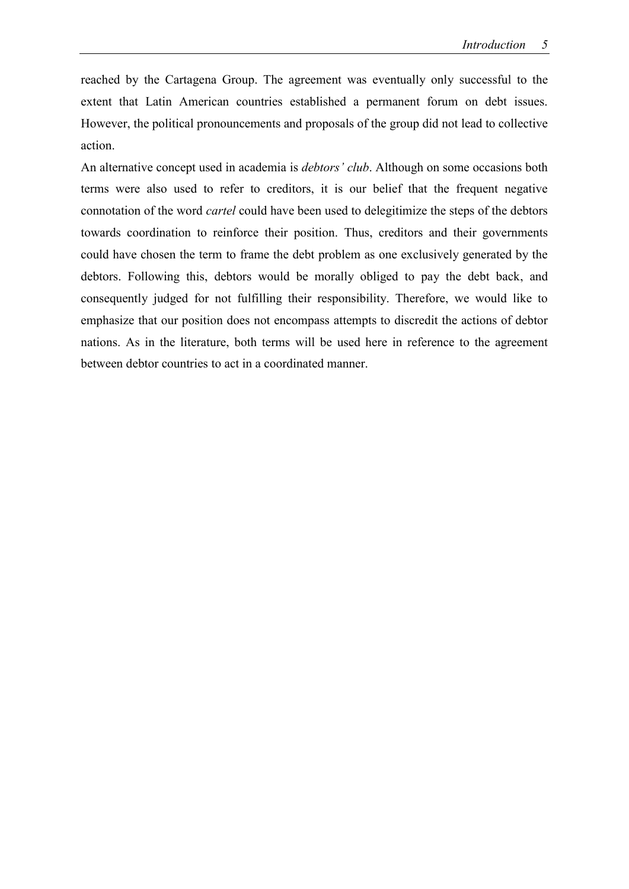reached by the Cartagena Group. The agreement was eventually only successful to the extent that Latin American countries established a permanent forum on debt issues. However, the political pronouncements and proposals of the group did not lead to collective action.

An alternative concept used in academia is *debtors' club*. Although on some occasions both terms were also used to refer to creditors, it is our belief that the frequent negative connotation of the word *cartel* could have been used to delegitimize the steps of the debtors towards coordination to reinforce their position. Thus, creditors and their governments could have chosen the term to frame the debt problem as one exclusively generated by the debtors. Following this, debtors would be morally obliged to pay the debt back, and consequently judged for not fulfilling their responsibility. Therefore, we would like to emphasize that our position does not encompass attempts to discredit the actions of debtor nations. As in the literature, both terms will be used here in reference to the agreement between debtor countries to act in a coordinated manner.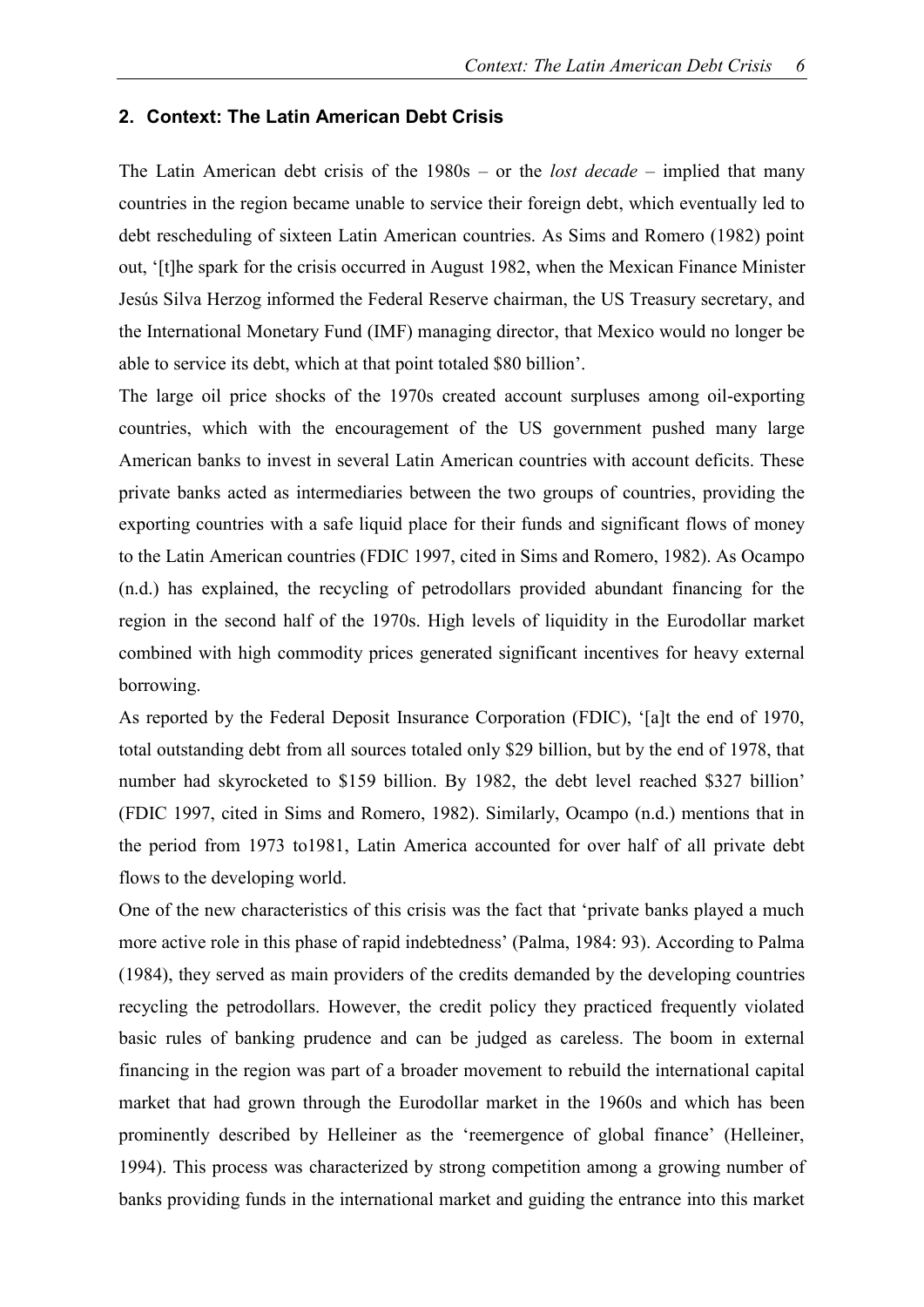## 2. Context: The Latin American Debt Crisis

The Latin American debt crisis of the 1980s – or the *lost decade* – implied that many countries in the region became unable to service their foreign debt, which eventually led to debt rescheduling of sixteen Latin American countries. As Sims and Romero (1982) point out, '[t]he spark for the crisis occurred in August 1982, when the Mexican Finance Minister Jesús Silva Herzog informed the Federal Reserve chairman, the US Treasury secretary, and the International Monetary Fund (IMF) managing director, that Mexico would no longer be able to service its debt, which at that point totaled $80 billion'.

The large oil price shocks of the 1970s created account surpluses among oil-exporting countries, which with the encouragement of the US government pushed many large American banks to invest in several Latin American countries with account deficits. These private banks acted as intermediaries between the two groups of countries, providing the exporting countries with a safe liquid place for their funds and significant flows of money to the Latin American countries (FDIC 1997, cited in Sims and Romero, 1982). As Ocampo (n.d.) has explained, the recycling of petrodollars provided abundant financing for the region in the second half of the 1970s. High levels of liquidity in the Eurodollar market combined with high commodity prices generated significant incentives for heavy external borrowing.

As reported by the Federal Deposit Insurance Corporation (FDIC), '[a]t the end of 1970, total outstanding debt from all sources totaled only $29 billion, but by the end of 1978, that number had skyrocketed to $159 billion. By 1982, the debt level reached $327 billion' (FDIC 1997, cited in Sims and Romero, 1982). Similarly, Ocampo (n.d.) mentions that in the period from 1973 to1981, Latin America accounted for over half of all private debt flows to the developing world.

One of the new characteristics of this crisis was the fact that 'private banks played a much more active role in this phase of rapid indebtedness' (Palma, 1984: 93). According to Palma (1984), they served as main providers of the credits demanded by the developing countries recycling the petrodollars. However, the credit policy they practiced frequently violated basic rules of banking prudence and can be judged as careless. The boom in external financing in the region was part of a broader movement to rebuild the international capital market that had grown through the Eurodollar market in the 1960s and which has been prominently described by Helleiner as the 'reemergence of global finance' (Helleiner, 1994). This process was characterized by strong competition among a growing number of banks providing funds in the international market and guiding the entrance into this market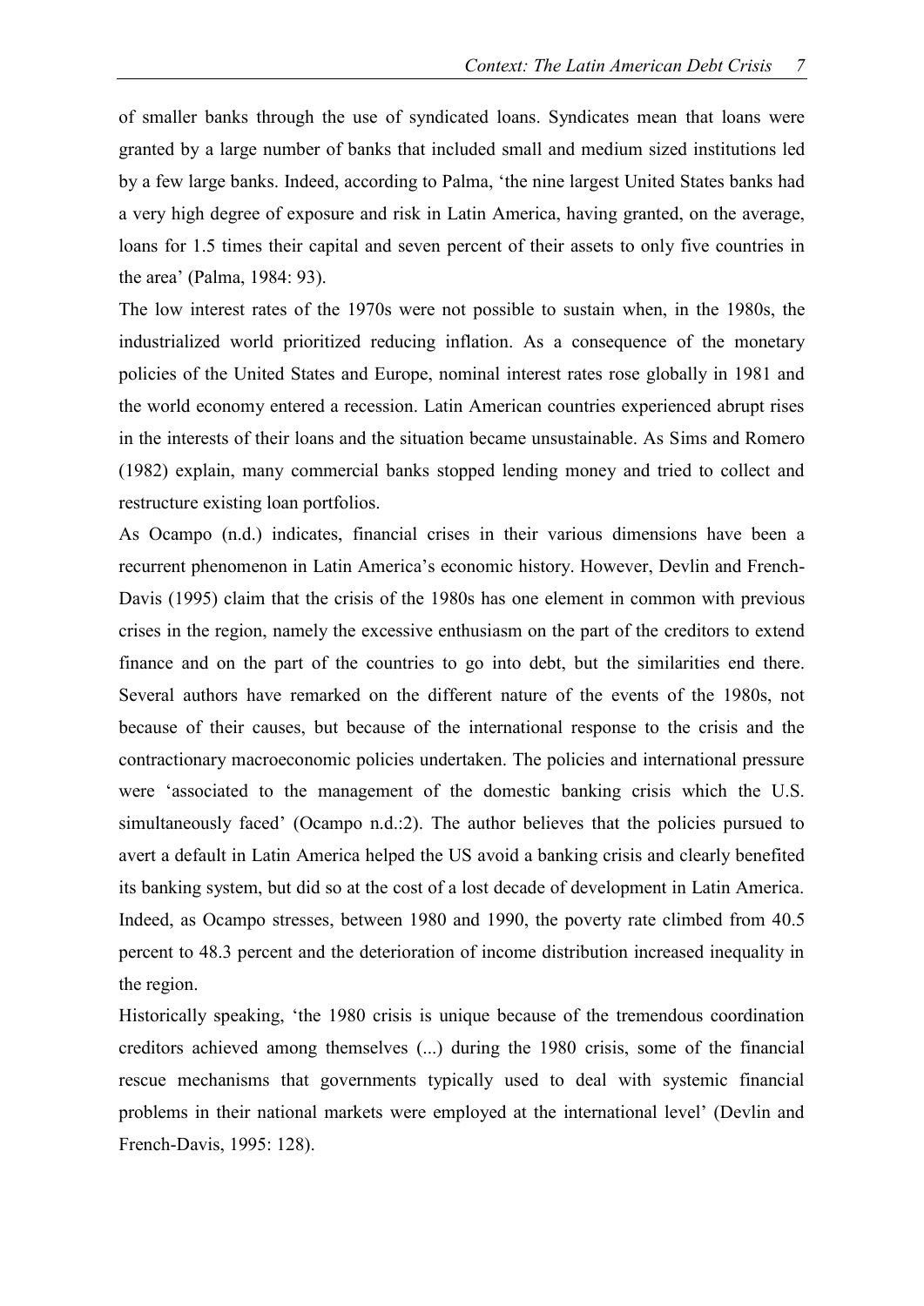of smaller banks through the use of syndicated loans. Syndicates mean that loans were granted by a large number of banks that included small and medium sized institutions led by a few large banks. Indeed, according to Palma, 'the nine largest United States banks had a very high degree of exposure and risk in Latin America, having granted, on the average, loans for 1.5 times their capital and seven percent of their assets to only five countries in the area' (Palma, 1984: 93).

The low interest rates of the 1970s were not possible to sustain when, in the 1980s, the industrialized world prioritized reducing inflation. As a consequence of the monetary policies of the United States and Europe, nominal interest rates rose globally in 1981 and the world economy entered a recession. Latin American countries experienced abrupt rises in the interests of their loans and the situation became unsustainable. As Sims and Romero (1982) explain, many commercial banks stopped lending money and tried to collect and restructure existing loan portfolios.

As Ocampo (n.d.) indicates, financial crises in their various dimensions have been a recurrent phenomenon in Latin America's economic history. However, Devlin and French-Davis (1995) claim that the crisis of the 1980s has one element in common with previous crises in the region, namely the excessive enthusiasm on the part of the creditors to extend finance and on the part of the countries to go into debt, but the similarities end there. Several authors have remarked on the different nature of the events of the 1980s, not because of their causes, but because of the international response to the crisis and the contractionary macroeconomic policies undertaken. The policies and international pressure were 'associated to the management of the domestic banking crisis which the U.S. simultaneously faced' (Ocampo n.d.:2). The author believes that the policies pursued to avert a default in Latin America helped the US avoid a banking crisis and clearly benefited its banking system, but did so at the cost of a lost decade of development in Latin America. Indeed, as Ocampo stresses, between 1980 and 1990, the poverty rate climbed from 40.5 percent to 48.3 percent and the deterioration of income distribution increased inequality in the region.

Historically speaking, 'the 1980 crisis is unique because of the tremendous coordination creditors achieved among themselves (...) during the 1980 crisis, some of the financial rescue mechanisms that governments typically used to deal with systemic financial problems in their national markets were employed at the international level' (Devlin and French-Davis, 1995: 128).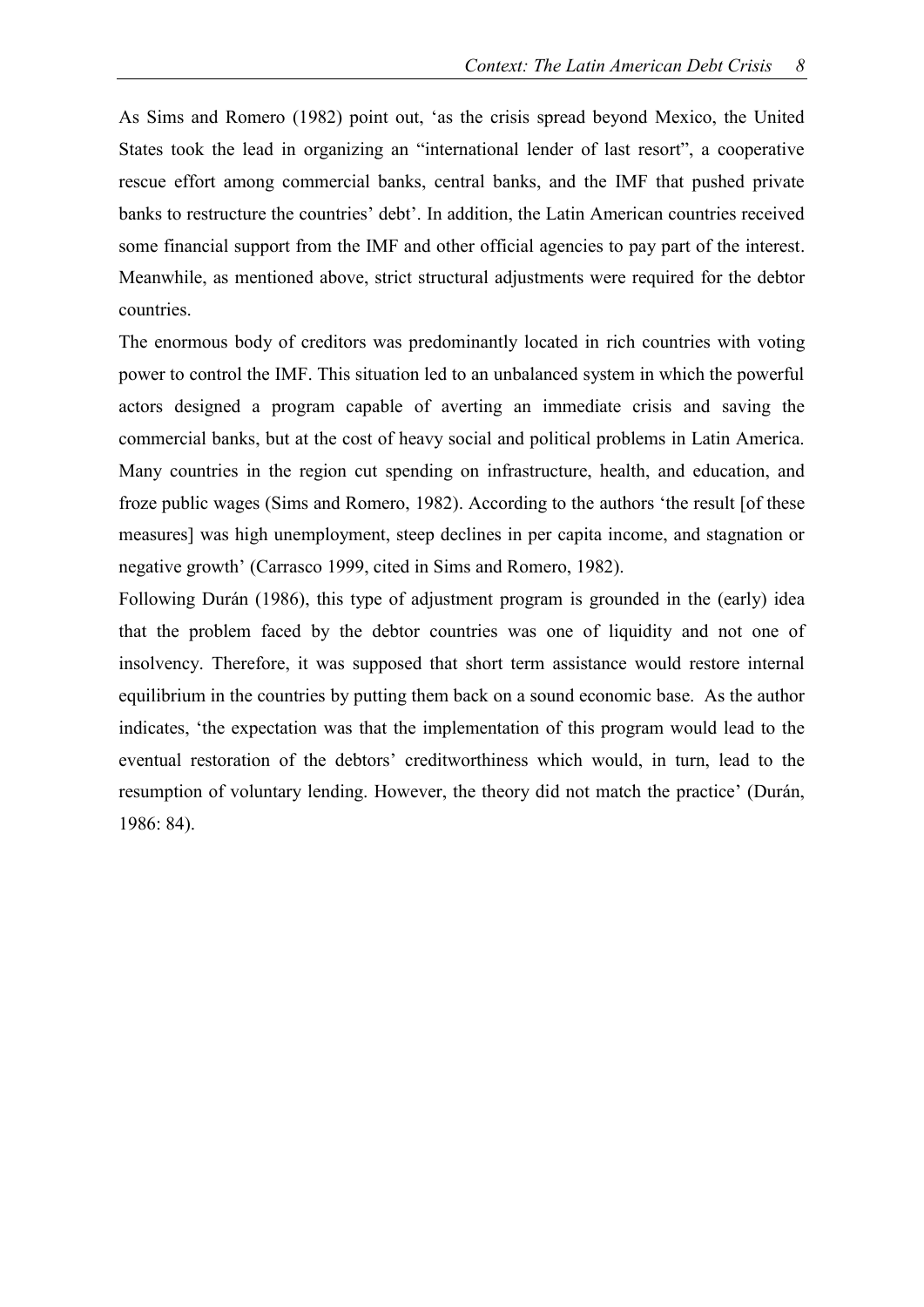As Sims and Romero (1982) point out, 'as the crisis spread beyond Mexico, the United States took the lead in organizing an "international lender of last resort", a cooperative rescue effort among commercial banks, central banks, and the IMF that pushed private banks to restructure the countries' debt'. In addition, the Latin American countries received some financial support from the IMF and other official agencies to pay part of the interest. Meanwhile, as mentioned above, strict structural adjustments were required for the debtor countries.

The enormous body of creditors was predominantly located in rich countries with voting power to control the IMF. This situation led to an unbalanced system in which the powerful actors designed a program capable of averting an immediate crisis and saving the commercial banks, but at the cost of heavy social and political problems in Latin America. Many countries in the region cut spending on infrastructure, health, and education, and froze public wages (Sims and Romero, 1982). According to the authors 'the result [of these measures] was high unemployment, steep declines in per capita income, and stagnation or negative growth' (Carrasco 1999, cited in Sims and Romero, 1982).

Following Durán (1986), this type of adjustment program is grounded in the (early) idea that the problem faced by the debtor countries was one of liquidity and not one of insolvency. Therefore, it was supposed that short term assistance would restore internal equilibrium in the countries by putting them back on a sound economic base. As the author indicates, 'the expectation was that the implementation of this program would lead to the eventual restoration of the debtors' creditworthiness which would, in turn, lead to the resumption of voluntary lending. However, the theory did not match the practice' (Durán, 1986: 84).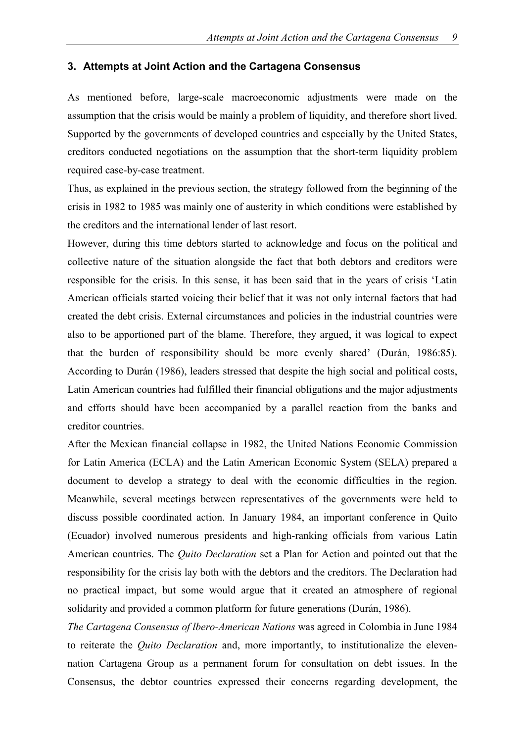## 3. Attempts at Joint Action and the Cartagena Consensus

As mentioned before, large-scale macroeconomic adjustments were made on the assumption that the crisis would be mainly a problem of liquidity, and therefore short lived. Supported by the governments of developed countries and especially by the United States, creditors conducted negotiations on the assumption that the short-term liquidity problem required case-by-case treatment.

Thus, as explained in the previous section, the strategy followed from the beginning of the crisis in 1982 to 1985 was mainly one of austerity in which conditions were established by the creditors and the international lender of last resort.

However, during this time debtors started to acknowledge and focus on the political and collective nature of the situation alongside the fact that both debtors and creditors were responsible for the crisis. In this sense, it has been said that in the years of crisis 'Latin American officials started voicing their belief that it was not only internal factors that had created the debt crisis. External circumstances and policies in the industrial countries were also to be apportioned part of the blame. Therefore, they argued, it was logical to expect that the burden of responsibility should be more evenly shared' (Durán, 1986:85). According to Durán (1986), leaders stressed that despite the high social and political costs, Latin American countries had fulfilled their financial obligations and the major adjustments and efforts should have been accompanied by a parallel reaction from the banks and creditor countries.

After the Mexican financial collapse in 1982, the United Nations Economic Commission for Latin America (ECLA) and the Latin American Economic System (SELA) prepared a document to develop a strategy to deal with the economic difficulties in the region. Meanwhile, several meetings between representatives of the governments were held to discuss possible coordinated action. In January 1984, an important conference in Quito (Ecuador) involved numerous presidents and high-ranking officials from various Latin American countries. The *Quito Declaration* set a Plan for Action and pointed out that the responsibility for the crisis lay both with the debtors and the creditors. The Declaration had no practical impact, but some would argue that it created an atmosphere of regional solidarity and provided a common platform for future generations (Durán, 1986).

*The Cartagena Consensus of lbero-American Nations* was agreed in Colombia in June 1984 to reiterate the *Quito Declaration* and, more importantly, to institutionalize the eleven-nation Cartagena Group as a permanent forum for consultation on debt issues. In the Consensus, the debtor countries expressed their concerns regarding development, the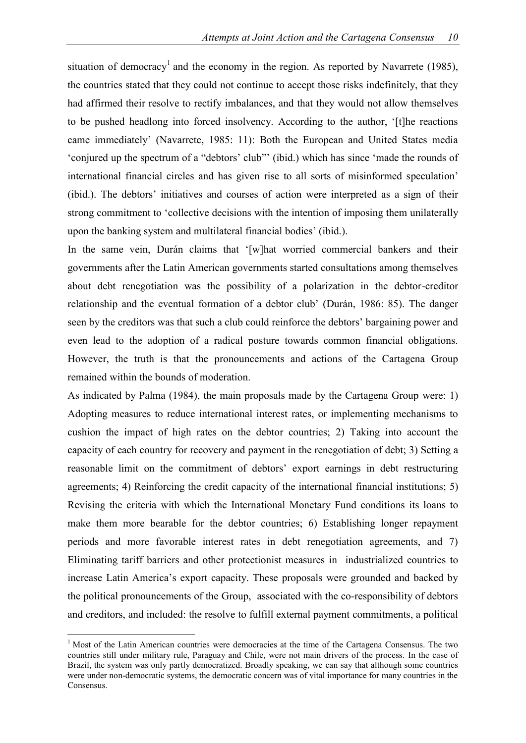situation of democracy[1] and the economy in the region. As reported by Navarrete (1985), the countries stated that they could not continue to accept those risks indefinitely, that they had affirmed their resolve to rectify imbalances, and that they would not allow themselves to be pushed headlong into forced insolvency. According to the author, '[t]he reactions came immediately' (Navarrete, 1985: 11): Both the European and United States media 'conjured up the spectrum of a "debtors' club"' (ibid.) which has since 'made the rounds of international financial circles and has given rise to all sorts of misinformed speculation' (ibid.). The debtors' initiatives and courses of action were interpreted as a sign of their strong commitment to 'collective decisions with the intention of imposing them unilaterally upon the banking system and multilateral financial bodies' (ibid.).

In the same vein, Durán claims that '[w]hat worried commercial bankers and their governments after the Latin American governments started consultations among themselves about debt renegotiation was the possibility of a polarization in the debtor-creditor relationship and the eventual formation of a debtor club' (Durán, 1986: 85). The danger seen by the creditors was that such a club could reinforce the debtors' bargaining power and even lead to the adoption of a radical posture towards common financial obligations. However, the truth is that the pronouncements and actions of the Cartagena Group remained within the bounds of moderation.

As indicated by Palma (1984), the main proposals made by the Cartagena Group were: 1) Adopting measures to reduce international interest rates, or implementing mechanisms to cushion the impact of high rates on the debtor countries; 2) Taking into account the capacity of each country for recovery and payment in the renegotiation of debt; 3) Setting a reasonable limit on the commitment of debtors' export earnings in debt restructuring agreements; 4) Reinforcing the credit capacity of the international financial institutions; 5) Revising the criteria with which the International Monetary Fund conditions its loans to make them more bearable for the debtor countries; 6) Establishing longer repayment periods and more favorable interest rates in debt renegotiation agreements, and 7) Eliminating tariff barriers and other protectionist measures in industrialized countries to increase Latin America's export capacity. These proposals were grounded and backed by the political pronouncements of the Group, associated with the co-responsibility of debtors and creditors, and included: the resolve to fulfill external payment commitments, a political

[1] Most of the Latin American countries were democracies at the time of the Cartagena Consensus. The two countries still under military rule, Paraguay and Chile, were not main drivers of the process. In the case of Brazil, the system was only partly democratized. Broadly speaking, we can say that although some countries were under non-democratic systems, the democratic concern was of vital importance for many countries in the Consensus.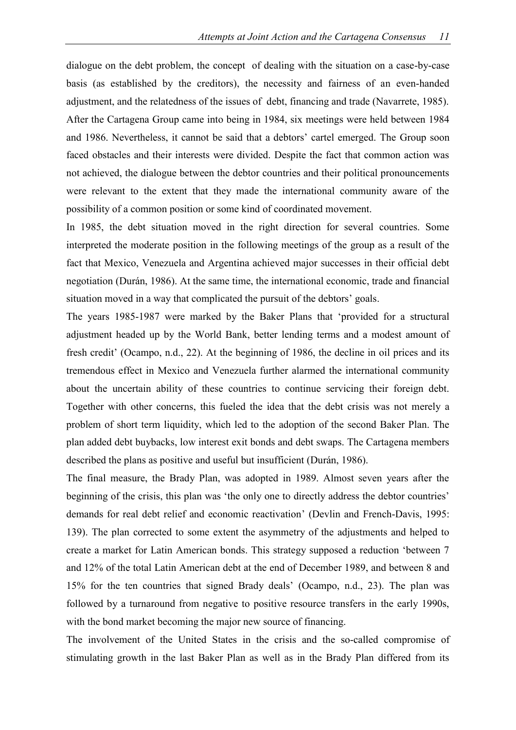dialogue on the debt problem, the concept of dealing with the situation on a case-by-case basis (as established by the creditors), the necessity and fairness of an even-handed adjustment, and the relatedness of the issues of debt, financing and trade (Navarrete, 1985). After the Cartagena Group came into being in 1984, six meetings were held between 1984 and 1986. Nevertheless, it cannot be said that a debtors' cartel emerged. The Group soon faced obstacles and their interests were divided. Despite the fact that common action was not achieved, the dialogue between the debtor countries and their political pronouncements were relevant to the extent that they made the international community aware of the possibility of a common position or some kind of coordinated movement.

In 1985, the debt situation moved in the right direction for several countries. Some interpreted the moderate position in the following meetings of the group as a result of the fact that Mexico, Venezuela and Argentina achieved major successes in their official debt negotiation (Durán, 1986). At the same time, the international economic, trade and financial situation moved in a way that complicated the pursuit of the debtors' goals.

The years 1985-1987 were marked by the Baker Plans that 'provided for a structural adjustment headed up by the World Bank, better lending terms and a modest amount of fresh credit' (Ocampo, n.d., 22). At the beginning of 1986, the decline in oil prices and its tremendous effect in Mexico and Venezuela further alarmed the international community about the uncertain ability of these countries to continue servicing their foreign debt. Together with other concerns, this fueled the idea that the debt crisis was not merely a problem of short term liquidity, which led to the adoption of the second Baker Plan. The plan added debt buybacks, low interest exit bonds and debt swaps. The Cartagena members described the plans as positive and useful but insufficient (Durán, 1986).

The final measure, the Brady Plan, was adopted in 1989. Almost seven years after the beginning of the crisis, this plan was 'the only one to directly address the debtor countries' demands for real debt relief and economic reactivation' (Devlin and French-Davis, 1995: 139). The plan corrected to some extent the asymmetry of the adjustments and helped to create a market for Latin American bonds. This strategy supposed a reduction 'between 7 and 12% of the total Latin American debt at the end of December 1989, and between 8 and 15% for the ten countries that signed Brady deals' (Ocampo, n.d., 23). The plan was followed by a turnaround from negative to positive resource transfers in the early 1990s, with the bond market becoming the major new source of financing.

The involvement of the United States in the crisis and the so-called compromise of stimulating growth in the last Baker Plan as well as in the Brady Plan differed from its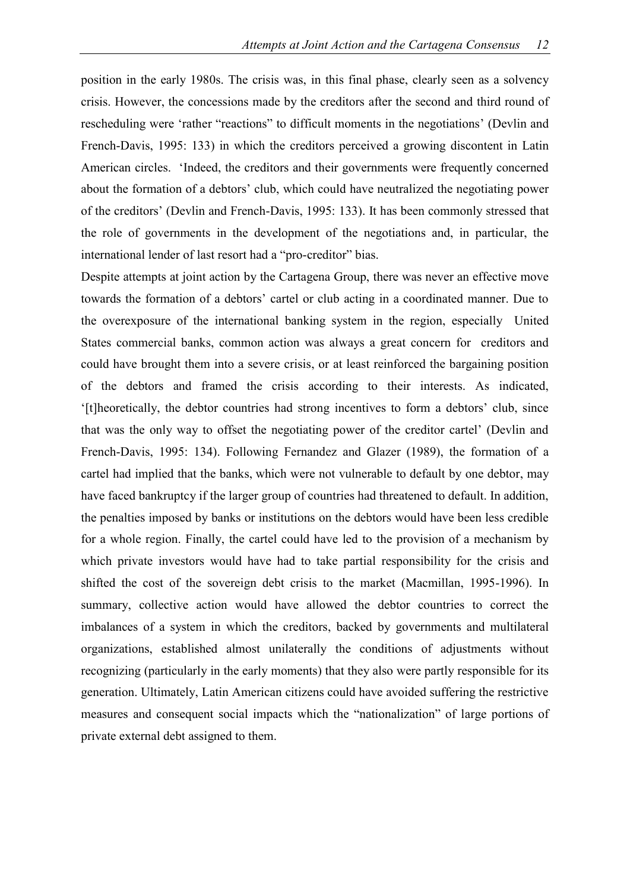position in the early 1980s. The crisis was, in this final phase, clearly seen as a solvency crisis. However, the concessions made by the creditors after the second and third round of rescheduling were 'rather "reactions" to difficult moments in the negotiations' (Devlin and French-Davis, 1995: 133) in which the creditors perceived a growing discontent in Latin American circles. 'Indeed, the creditors and their governments were frequently concerned about the formation of a debtors' club, which could have neutralized the negotiating power of the creditors' (Devlin and French-Davis, 1995: 133). It has been commonly stressed that the role of governments in the development of the negotiations and, in particular, the international lender of last resort had a "pro-creditor" bias.

Despite attempts at joint action by the Cartagena Group, there was never an effective move towards the formation of a debtors' cartel or club acting in a coordinated manner. Due to the overexposure of the international banking system in the region, especially United States commercial banks, common action was always a great concern for creditors and could have brought them into a severe crisis, or at least reinforced the bargaining position of the debtors and framed the crisis according to their interests. As indicated, '[t]heoretically, the debtor countries had strong incentives to form a debtors' club, since that was the only way to offset the negotiating power of the creditor cartel' (Devlin and French-Davis, 1995: 134). Following Fernandez and Glazer (1989), the formation of a cartel had implied that the banks, which were not vulnerable to default by one debtor, may have faced bankruptcy if the larger group of countries had threatened to default. In addition, the penalties imposed by banks or institutions on the debtors would have been less credible for a whole region. Finally, the cartel could have led to the provision of a mechanism by which private investors would have had to take partial responsibility for the crisis and shifted the cost of the sovereign debt crisis to the market (Macmillan, 1995-1996). In summary, collective action would have allowed the debtor countries to correct the imbalances of a system in which the creditors, backed by governments and multilateral organizations, established almost unilaterally the conditions of adjustments without recognizing (particularly in the early moments) that they also were partly responsible for its generation. Ultimately, Latin American citizens could have avoided suffering the restrictive measures and consequent social impacts which the "nationalization" of large portions of private external debt assigned to them.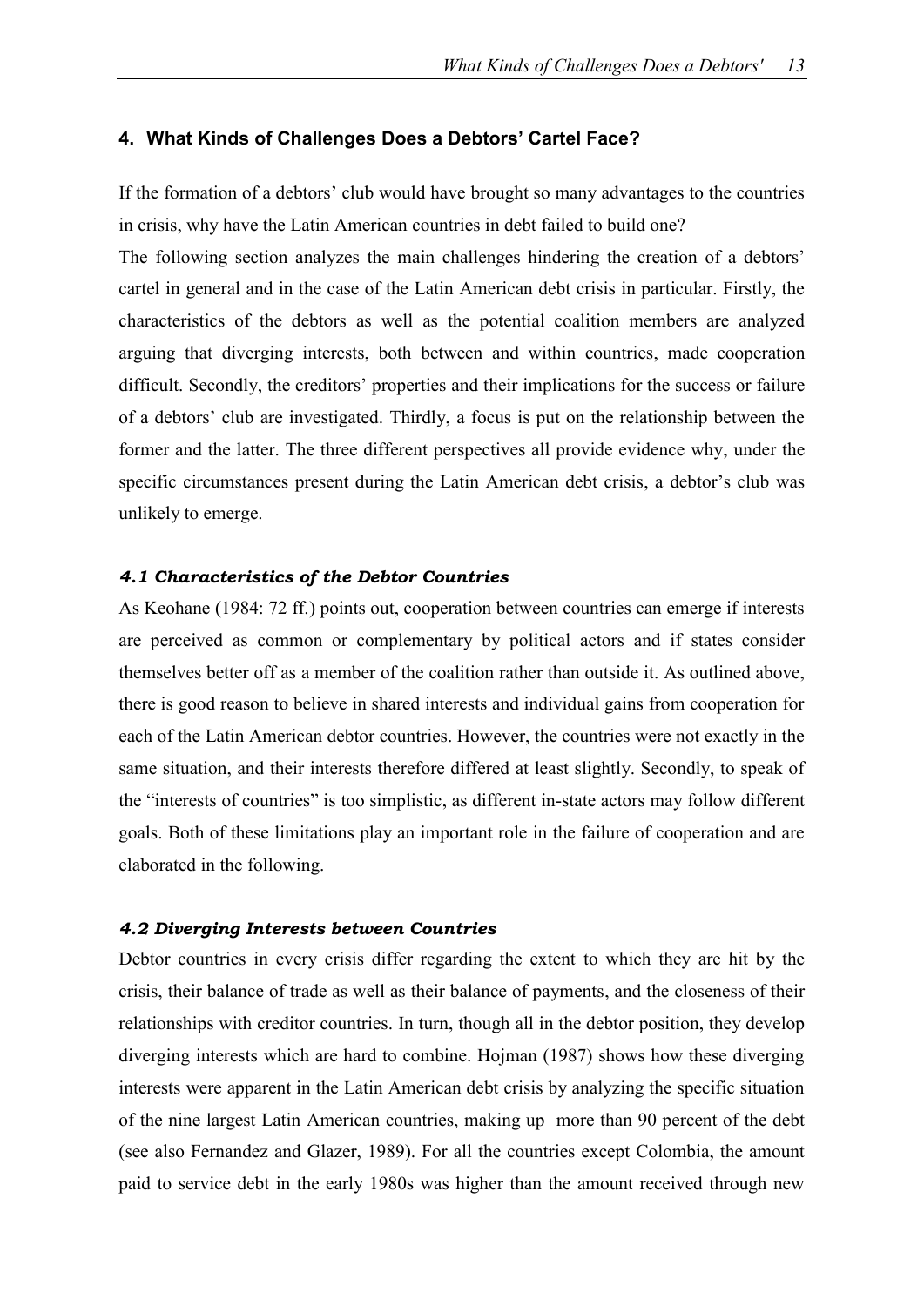## 4. What Kinds of Challenges Does a Debtors' Cartel Face?

If the formation of a debtors' club would have brought so many advantages to the countries in crisis, why have the Latin American countries in debt failed to build one?

The following section analyzes the main challenges hindering the creation of a debtors' cartel in general and in the case of the Latin American debt crisis in particular. Firstly, the characteristics of the debtors as well as the potential coalition members are analyzed arguing that diverging interests, both between and within countries, made cooperation difficult. Secondly, the creditors' properties and their implications for the success or failure of a debtors' club are investigated. Thirdly, a focus is put on the relationship between the former and the latter. The three different perspectives all provide evidence why, under the specific circumstances present during the Latin American debt crisis, a debtor's club was unlikely to emerge.

### *4.1 Characteristics of the Debtor Countries*

As Keohane (1984: 72 ff.) points out, cooperation between countries can emerge if interests are perceived as common or complementary by political actors and if states consider themselves better off as a member of the coalition rather than outside it. As outlined above, there is good reason to believe in shared interests and individual gains from cooperation for each of the Latin American debtor countries. However, the countries were not exactly in the same situation, and their interests therefore differed at least slightly. Secondly, to speak of the "interests of countries" is too simplistic, as different in-state actors may follow different goals. Both of these limitations play an important role in the failure of cooperation and are elaborated in the following.

### *4.2 Diverging Interests between Countries*

Debtor countries in every crisis differ regarding the extent to which they are hit by the crisis, their balance of trade as well as their balance of payments, and the closeness of their relationships with creditor countries. In turn, though all in the debtor position, they develop diverging interests which are hard to combine. Hojman (1987) shows how these diverging interests were apparent in the Latin American debt crisis by analyzing the specific situation of the nine largest Latin American countries, making up more than 90 percent of the debt (see also Fernandez and Glazer, 1989). For all the countries except Colombia, the amount paid to service debt in the early 1980s was higher than the amount received through new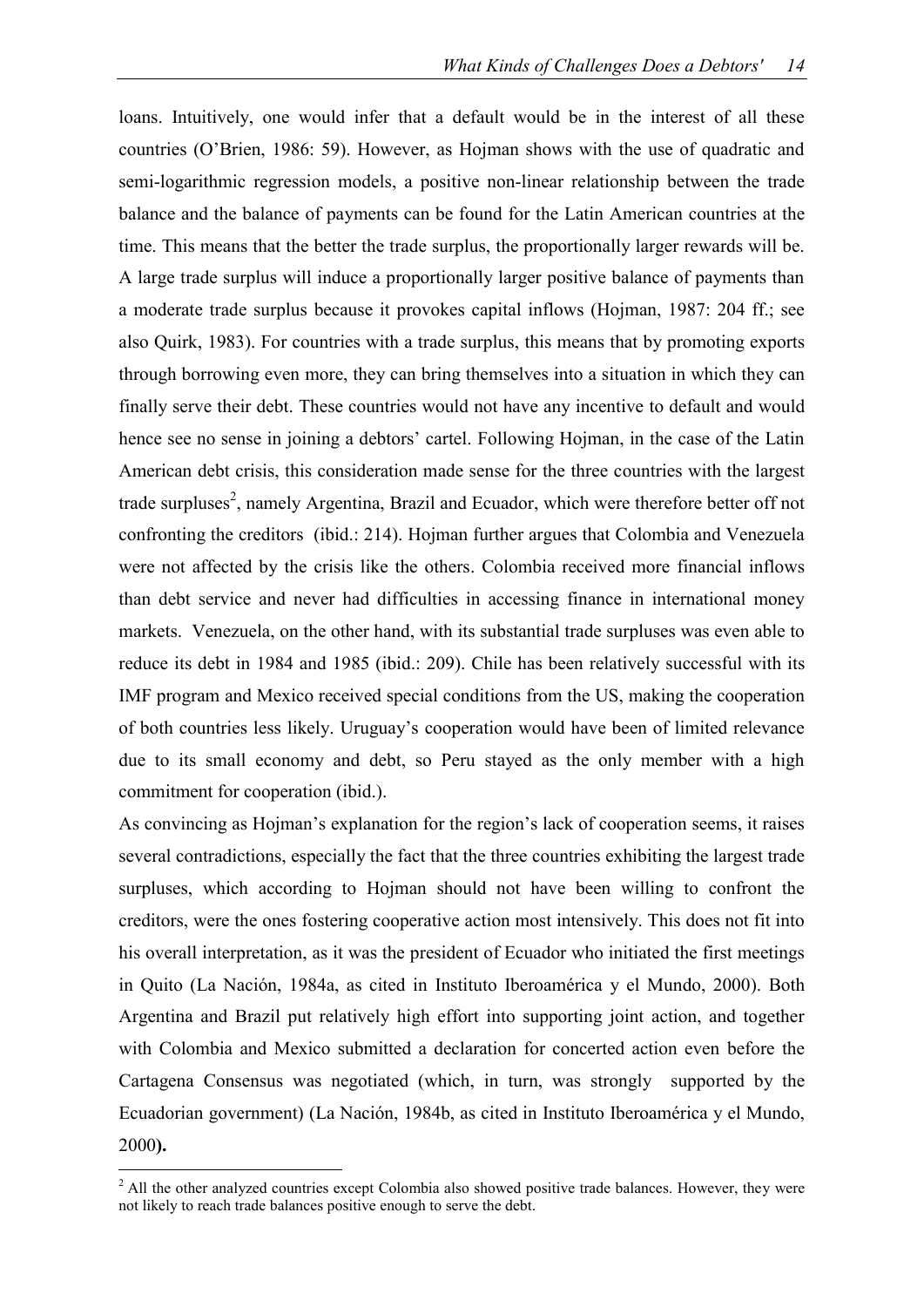loans. Intuitively, one would infer that a default would be in the interest of all these countries (O'Brien, 1986: 59). However, as Hojman shows with the use of quadratic and semi-logarithmic regression models, a positive non-linear relationship between the trade balance and the balance of payments can be found for the Latin American countries at the time. This means that the better the trade surplus, the proportionally larger rewards will be. A large trade surplus will induce a proportionally larger positive balance of payments than a moderate trade surplus because it provokes capital inflows (Hojman, 1987: 204 ff.; see also Quirk, 1983). For countries with a trade surplus, this means that by promoting exports through borrowing even more, they can bring themselves into a situation in which they can finally serve their debt. These countries would not have any incentive to default and would hence see no sense in joining a debtors' cartel. Following Hojman, in the case of the Latin American debt crisis, this consideration made sense for the three countries with the largest trade surpluses[2], namely Argentina, Brazil and Ecuador, which were therefore better off not confronting the creditors (ibid.: 214). Hojman further argues that Colombia and Venezuela were not affected by the crisis like the others. Colombia received more financial inflows than debt service and never had difficulties in accessing finance in international money markets. Venezuela, on the other hand, with its substantial trade surpluses was even able to reduce its debt in 1984 and 1985 (ibid.: 209). Chile has been relatively successful with its IMF program and Mexico received special conditions from the US, making the cooperation of both countries less likely. Uruguay's cooperation would have been of limited relevance due to its small economy and debt, so Peru stayed as the only member with a high commitment for cooperation (ibid.).

As convincing as Hojman's explanation for the region's lack of cooperation seems, it raises several contradictions, especially the fact that the three countries exhibiting the largest trade surpluses, which according to Hojman should not have been willing to confront the creditors, were the ones fostering cooperative action most intensively. This does not fit into his overall interpretation, as it was the president of Ecuador who initiated the first meetings in Quito (La Nación, 1984a, as cited in Instituto Iberoamérica y el Mundo, 2000). Both Argentina and Brazil put relatively high effort into supporting joint action, and together with Colombia and Mexico submitted a declaration for concerted action even before the Cartagena Consensus was negotiated (which, in turn, was strongly supported by the Ecuadorian government) (La Nación, 1984b, as cited in Instituto Iberoamérica y el Mundo, 2000**).**

[2] All the other analyzed countries except Colombia also showed positive trade balances. However, they were not likely to reach trade balances positive enough to serve the debt.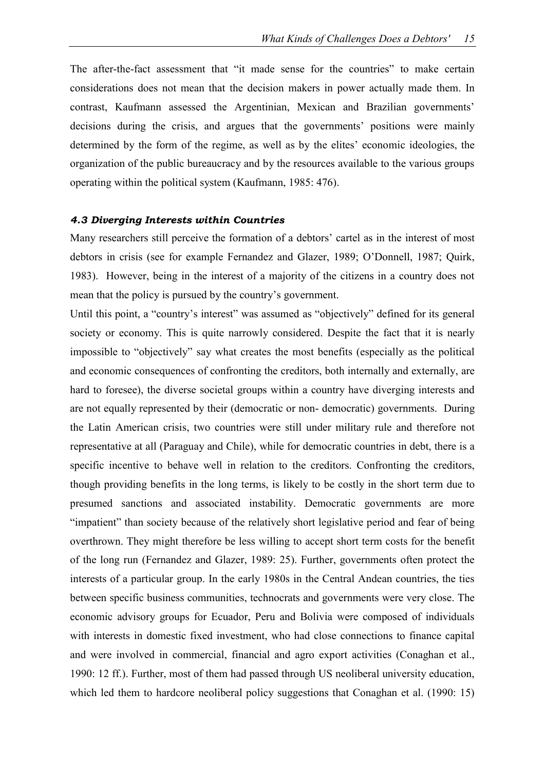The after-the-fact assessment that "it made sense for the countries" to make certain considerations does not mean that the decision makers in power actually made them. In contrast, Kaufmann assessed the Argentinian, Mexican and Brazilian governments' decisions during the crisis, and argues that the governments' positions were mainly determined by the form of the regime, as well as by the elites' economic ideologies, the organization of the public bureaucracy and by the resources available to the various groups operating within the political system (Kaufmann, 1985: 476).

### *4.3 Diverging Interests within Countries*

Many researchers still perceive the formation of a debtors' cartel as in the interest of most debtors in crisis (see for example Fernandez and Glazer, 1989; O'Donnell, 1987; Quirk, 1983). However, being in the interest of a majority of the citizens in a country does not mean that the policy is pursued by the country's government.

Until this point, a "country's interest" was assumed as "objectively" defined for its general society or economy. This is quite narrowly considered. Despite the fact that it is nearly impossible to "objectively" say what creates the most benefits (especially as the political and economic consequences of confronting the creditors, both internally and externally, are hard to foresee), the diverse societal groups within a country have diverging interests and are not equally represented by their (democratic or non- democratic) governments. During the Latin American crisis, two countries were still under military rule and therefore not representative at all (Paraguay and Chile), while for democratic countries in debt, there is a specific incentive to behave well in relation to the creditors. Confronting the creditors, though providing benefits in the long terms, is likely to be costly in the short term due to presumed sanctions and associated instability. Democratic governments are more "impatient" than society because of the relatively short legislative period and fear of being overthrown. They might therefore be less willing to accept short term costs for the benefit of the long run (Fernandez and Glazer, 1989: 25). Further, governments often protect the interests of a particular group. In the early 1980s in the Central Andean countries, the ties between specific business communities, technocrats and governments were very close. The economic advisory groups for Ecuador, Peru and Bolivia were composed of individuals with interests in domestic fixed investment, who had close connections to finance capital and were involved in commercial, financial and agro export activities (Conaghan et al., 1990: 12 ff.). Further, most of them had passed through US neoliberal university education, which led them to hardcore neoliberal policy suggestions that Conaghan et al. (1990: 15)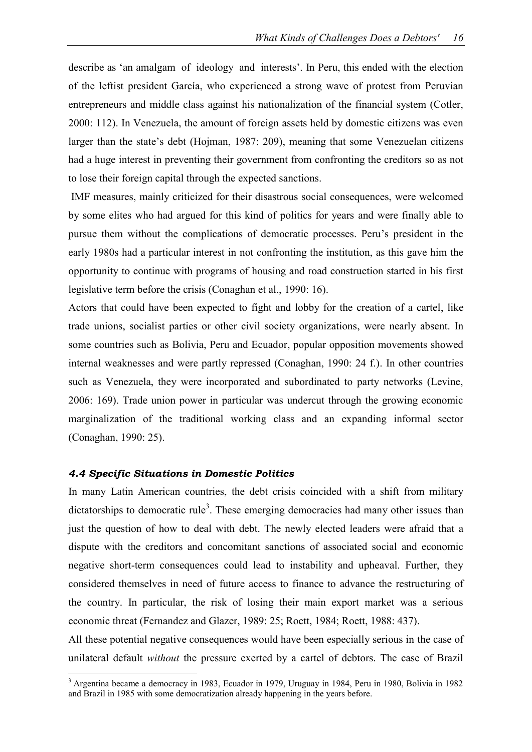describe as ‘an amalgam of ideology and interests’. In Peru, this ended with the election of the leftist president García, who experienced a strong wave of protest from Peruvian entrepreneurs and middle class against his nationalization of the financial system (Cotler, 2000: 112). In Venezuela, the amount of foreign assets held by domestic citizens was even larger than the state’s debt (Hojman, 1987: 209), meaning that some Venezuelan citizens had a huge interest in preventing their government from confronting the creditors so as not to lose their foreign capital through the expected sanctions.

IMF measures, mainly criticized for their disastrous social consequences, were welcomed by some elites who had argued for this kind of politics for years and were finally able to pursue them without the complications of democratic processes. Peru’s president in the early 1980s had a particular interest in not confronting the institution, as this gave him the opportunity to continue with programs of housing and road construction started in his first legislative term before the crisis (Conaghan et al., 1990: 16).

Actors that could have been expected to fight and lobby for the creation of a cartel, like trade unions, socialist parties or other civil society organizations, were nearly absent. In some countries such as Bolivia, Peru and Ecuador, popular opposition movements showed internal weaknesses and were partly repressed (Conaghan, 1990: 24 f.). In other countries such as Venezuela, they were incorporated and subordinated to party networks (Levine, 2006: 169). Trade union power in particular was undercut through the growing economic marginalization of the traditional working class and an expanding informal sector (Conaghan, 1990: 25).

### *4.4 Specific Situations in Domestic Politics*

In many Latin American countries, the debt crisis coincided with a shift from military dictatorships to democratic rule[3]. These emerging democracies had many other issues than just the question of how to deal with debt. The newly elected leaders were afraid that a dispute with the creditors and concomitant sanctions of associated social and economic negative short-term consequences could lead to instability and upheaval. Further, they considered themselves in need of future access to finance to advance the restructuring of the country. In particular, the risk of losing their main export market was a serious economic threat (Fernandez and Glazer, 1989: 25; Roett, 1984; Roett, 1988: 437).

All these potential negative consequences would have been especially serious in the case of unilateral default *without* the pressure exerted by a cartel of debtors. The case of Brazil

[3] Argentina became a democracy in 1983, Ecuador in 1979, Uruguay in 1984, Peru in 1980, Bolivia in 1982 and Brazil in 1985 with some democratization already happening in the years before.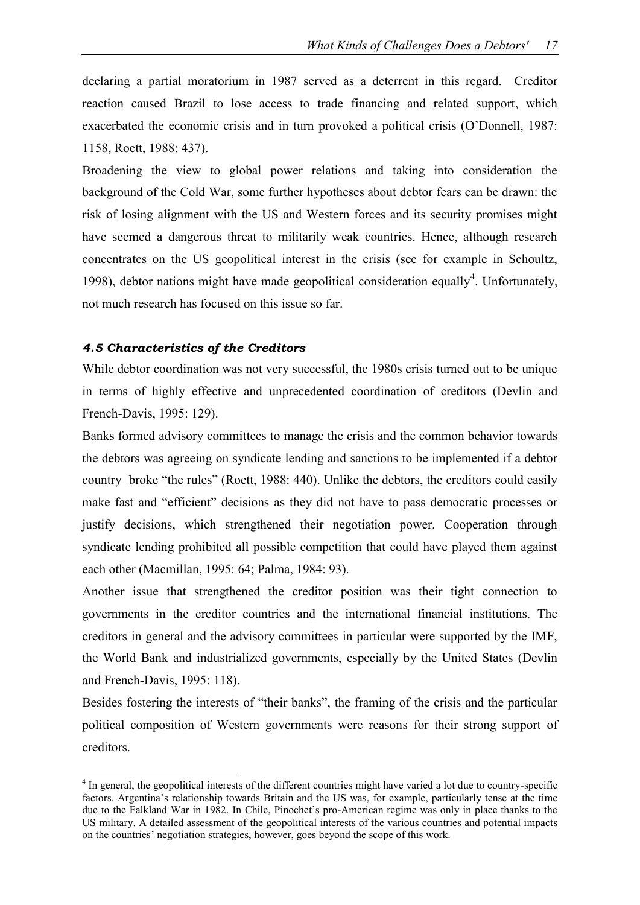declaring a partial moratorium in 1987 served as a deterrent in this regard. Creditor reaction caused Brazil to lose access to trade financing and related support, which exacerbated the economic crisis and in turn provoked a political crisis (O'Donnell, 1987: 1158, Roett, 1988: 437).

Broadening the view to global power relations and taking into consideration the background of the Cold War, some further hypotheses about debtor fears can be drawn: the risk of losing alignment with the US and Western forces and its security promises might have seemed a dangerous threat to militarily weak countries. Hence, although research concentrates on the US geopolitical interest in the crisis (see for example in Schoultz, 1998), debtor nations might have made geopolitical consideration equally[4]. Unfortunately, not much research has focused on this issue so far.

### *4.5 Characteristics of the Creditors*

While debtor coordination was not very successful, the 1980s crisis turned out to be unique in terms of highly effective and unprecedented coordination of creditors (Devlin and French-Davis, 1995: 129).

Banks formed advisory committees to manage the crisis and the common behavior towards the debtors was agreeing on syndicate lending and sanctions to be implemented if a debtor country broke "the rules" (Roett, 1988: 440). Unlike the debtors, the creditors could easily make fast and "efficient" decisions as they did not have to pass democratic processes or justify decisions, which strengthened their negotiation power. Cooperation through syndicate lending prohibited all possible competition that could have played them against each other (Macmillan, 1995: 64; Palma, 1984: 93).

Another issue that strengthened the creditor position was their tight connection to governments in the creditor countries and the international financial institutions. The creditors in general and the advisory committees in particular were supported by the IMF, the World Bank and industrialized governments, especially by the United States (Devlin and French-Davis, 1995: 118).

Besides fostering the interests of "their banks", the framing of the crisis and the particular political composition of Western governments were reasons for their strong support of creditors.

---

[4] In general, the geopolitical interests of the different countries might have varied a lot due to country-specific factors. Argentina's relationship towards Britain and the US was, for example, particularly tense at the time due to the Falkland War in 1982. In Chile, Pinochet's pro-American regime was only in place thanks to the US military. A detailed assessment of the geopolitical interests of the various countries and potential impacts on the countries' negotiation strategies, however, goes beyond the scope of this work.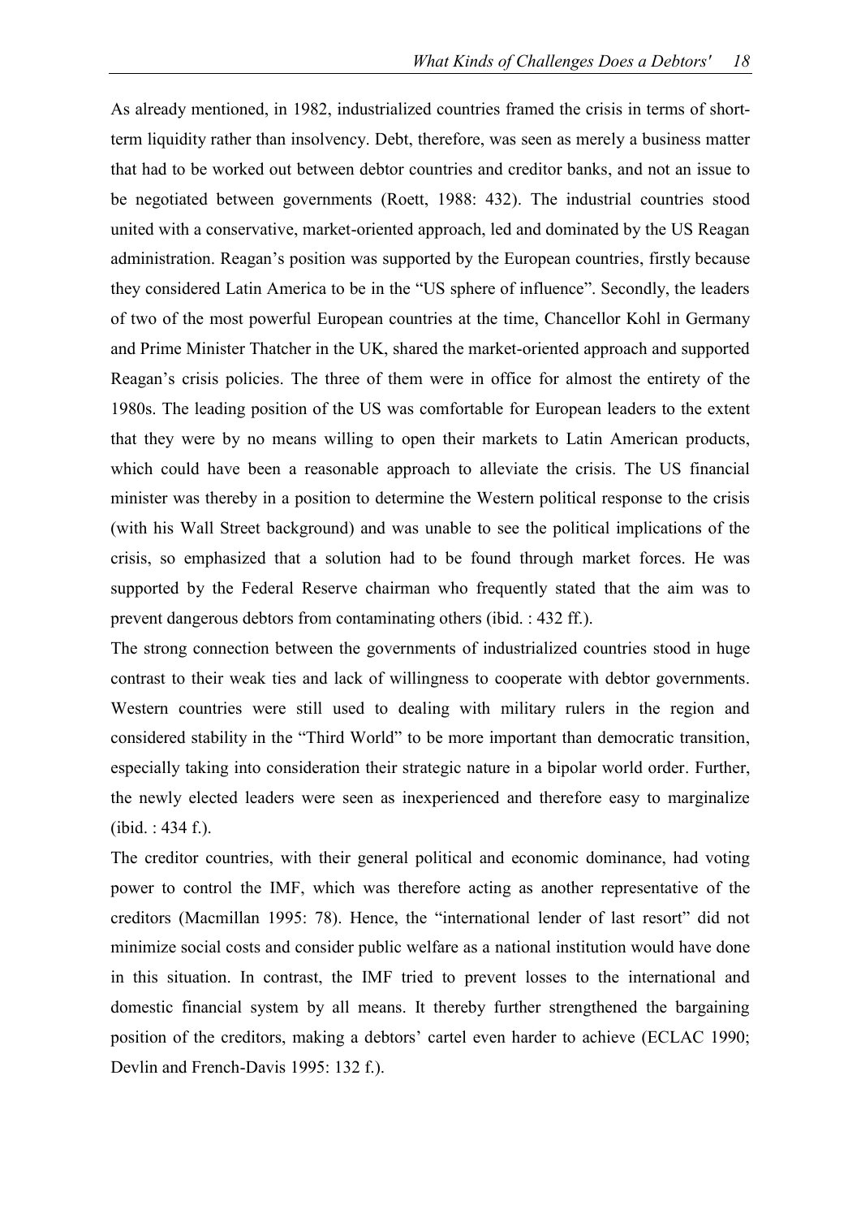As already mentioned, in 1982, industrialized countries framed the crisis in terms of short-term liquidity rather than insolvency. Debt, therefore, was seen as merely a business matter that had to be worked out between debtor countries and creditor banks, and not an issue to be negotiated between governments (Roett, 1988: 432). The industrial countries stood united with a conservative, market-oriented approach, led and dominated by the US Reagan administration. Reagan's position was supported by the European countries, firstly because they considered Latin America to be in the "US sphere of influence". Secondly, the leaders of two of the most powerful European countries at the time, Chancellor Kohl in Germany and Prime Minister Thatcher in the UK, shared the market-oriented approach and supported Reagan's crisis policies. The three of them were in office for almost the entirety of the 1980s. The leading position of the US was comfortable for European leaders to the extent that they were by no means willing to open their markets to Latin American products, which could have been a reasonable approach to alleviate the crisis. The US financial minister was thereby in a position to determine the Western political response to the crisis (with his Wall Street background) and was unable to see the political implications of the crisis, so emphasized that a solution had to be found through market forces. He was supported by the Federal Reserve chairman who frequently stated that the aim was to prevent dangerous debtors from contaminating others (ibid. : 432 ff.).

The strong connection between the governments of industrialized countries stood in huge contrast to their weak ties and lack of willingness to cooperate with debtor governments. Western countries were still used to dealing with military rulers in the region and considered stability in the "Third World" to be more important than democratic transition, especially taking into consideration their strategic nature in a bipolar world order. Further, the newly elected leaders were seen as inexperienced and therefore easy to marginalize (ibid. : 434 f.).

The creditor countries, with their general political and economic dominance, had voting power to control the IMF, which was therefore acting as another representative of the creditors (Macmillan 1995: 78). Hence, the "international lender of last resort" did not minimize social costs and consider public welfare as a national institution would have done in this situation. In contrast, the IMF tried to prevent losses to the international and domestic financial system by all means. It thereby further strengthened the bargaining position of the creditors, making a debtors' cartel even harder to achieve (ECLAC 1990; Devlin and French-Davis 1995: 132 f.).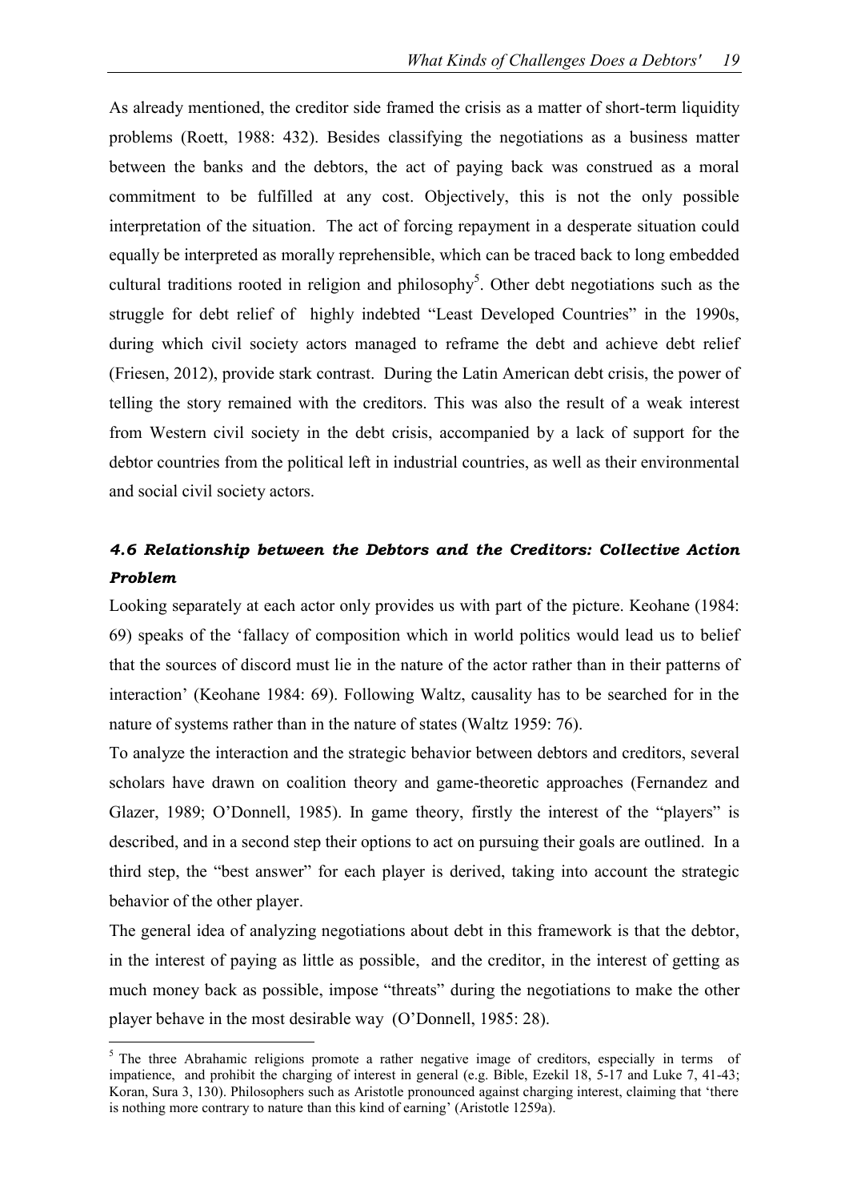As already mentioned, the creditor side framed the crisis as a matter of short-term liquidity problems (Roett, 1988: 432). Besides classifying the negotiations as a business matter between the banks and the debtors, the act of paying back was construed as a moral commitment to be fulfilled at any cost. Objectively, this is not the only possible interpretation of the situation. The act of forcing repayment in a desperate situation could equally be interpreted as morally reprehensible, which can be traced back to long embedded cultural traditions rooted in religion and philosophy[5]. Other debt negotiations such as the struggle for debt relief of highly indebted "Least Developed Countries" in the 1990s, during which civil society actors managed to reframe the debt and achieve debt relief (Friesen, 2012), provide stark contrast. During the Latin American debt crisis, the power of telling the story remained with the creditors. This was also the result of a weak interest from Western civil society in the debt crisis, accompanied by a lack of support for the debtor countries from the political left in industrial countries, as well as their environmental and social civil society actors.

### *4.6 Relationship between the Debtors and the Creditors: Collective Action Problem*

Looking separately at each actor only provides us with part of the picture. Keohane (1984: 69) speaks of the 'fallacy of composition which in world politics would lead us to belief that the sources of discord must lie in the nature of the actor rather than in their patterns of interaction' (Keohane 1984: 69). Following Waltz, causality has to be searched for in the nature of systems rather than in the nature of states (Waltz 1959: 76).

To analyze the interaction and the strategic behavior between debtors and creditors, several scholars have drawn on coalition theory and game-theoretic approaches (Fernandez and Glazer, 1989; O'Donnell, 1985). In game theory, firstly the interest of the "players" is described, and in a second step their options to act on pursuing their goals are outlined. In a third step, the "best answer" for each player is derived, taking into account the strategic behavior of the other player.

The general idea of analyzing negotiations about debt in this framework is that the debtor, in the interest of paying as little as possible, and the creditor, in the interest of getting as much money back as possible, impose "threats" during the negotiations to make the other player behave in the most desirable way (O'Donnell, 1985: 28).

---

[5] The three Abrahamic religions promote a rather negative image of creditors, especially in terms of impatience, and prohibit the charging of interest in general (e.g. Bible, Ezekil 18, 5-17 and Luke 7, 41-43; Koran, Sura 3, 130). Philosophers such as Aristotle pronounced against charging interest, claiming that 'there is nothing more contrary to nature than this kind of earning' (Aristotle 1259a).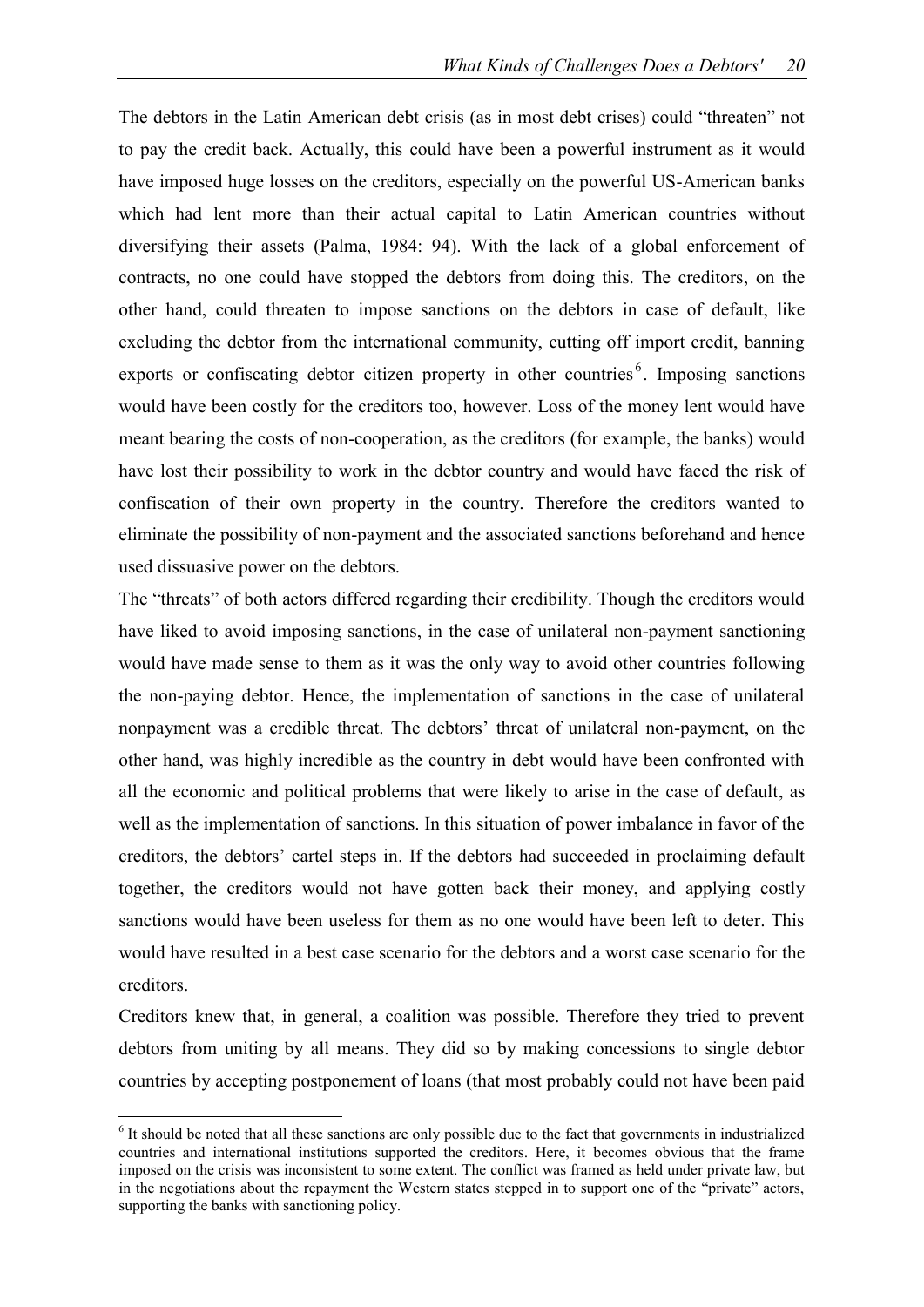The debtors in the Latin American debt crisis (as in most debt crises) could "threaten" not to pay the credit back. Actually, this could have been a powerful instrument as it would have imposed huge losses on the creditors, especially on the powerful US-American banks which had lent more than their actual capital to Latin American countries without diversifying their assets (Palma, 1984: 94). With the lack of a global enforcement of contracts, no one could have stopped the debtors from doing this. The creditors, on the other hand, could threaten to impose sanctions on the debtors in case of default, like excluding the debtor from the international community, cutting off import credit, banning exports or confiscating debtor citizen property in other countries[6]. Imposing sanctions would have been costly for the creditors too, however. Loss of the money lent would have meant bearing the costs of non-cooperation, as the creditors (for example, the banks) would have lost their possibility to work in the debtor country and would have faced the risk of confiscation of their own property in the country. Therefore the creditors wanted to eliminate the possibility of non-payment and the associated sanctions beforehand and hence used dissuasive power on the debtors.

The "threats" of both actors differed regarding their credibility. Though the creditors would have liked to avoid imposing sanctions, in the case of unilateral non-payment sanctioning would have made sense to them as it was the only way to avoid other countries following the non-paying debtor. Hence, the implementation of sanctions in the case of unilateral nonpayment was a credible threat. The debtors' threat of unilateral non-payment, on the other hand, was highly incredible as the country in debt would have been confronted with all the economic and political problems that were likely to arise in the case of default, as well as the implementation of sanctions. In this situation of power imbalance in favor of the creditors, the debtors' cartel steps in. If the debtors had succeeded in proclaiming default together, the creditors would not have gotten back their money, and applying costly sanctions would have been useless for them as no one would have been left to deter. This would have resulted in a best case scenario for the debtors and a worst case scenario for the creditors.

Creditors knew that, in general, a coalition was possible. Therefore they tried to prevent debtors from uniting by all means. They did so by making concessions to single debtor countries by accepting postponement of loans (that most probably could not have been paid

[6] It should be noted that all these sanctions are only possible due to the fact that governments in industrialized countries and international institutions supported the creditors. Here, it becomes obvious that the frame imposed on the crisis was inconsistent to some extent. The conflict was framed as held under private law, but in the negotiations about the repayment the Western states stepped in to support one of the "private" actors, supporting the banks with sanctioning policy.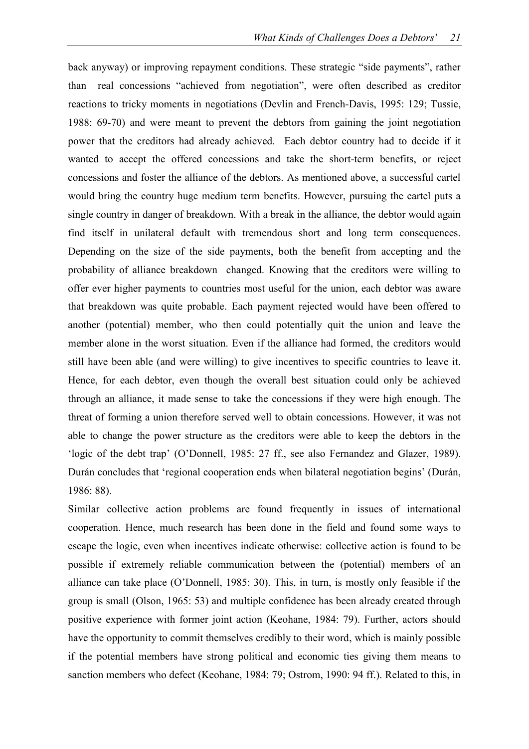back anyway) or improving repayment conditions. These strategic "side payments", rather than real concessions "achieved from negotiation", were often described as creditor reactions to tricky moments in negotiations (Devlin and French-Davis, 1995: 129; Tussie, 1988: 69-70) and were meant to prevent the debtors from gaining the joint negotiation power that the creditors had already achieved. Each debtor country had to decide if it wanted to accept the offered concessions and take the short-term benefits, or reject concessions and foster the alliance of the debtors. As mentioned above, a successful cartel would bring the country huge medium term benefits. However, pursuing the cartel puts a single country in danger of breakdown. With a break in the alliance, the debtor would again find itself in unilateral default with tremendous short and long term consequences. Depending on the size of the side payments, both the benefit from accepting and the probability of alliance breakdown changed. Knowing that the creditors were willing to offer ever higher payments to countries most useful for the union, each debtor was aware that breakdown was quite probable. Each payment rejected would have been offered to another (potential) member, who then could potentially quit the union and leave the member alone in the worst situation. Even if the alliance had formed, the creditors would still have been able (and were willing) to give incentives to specific countries to leave it. Hence, for each debtor, even though the overall best situation could only be achieved through an alliance, it made sense to take the concessions if they were high enough. The threat of forming a union therefore served well to obtain concessions. However, it was not able to change the power structure as the creditors were able to keep the debtors in the 'logic of the debt trap' (O'Donnell, 1985: 27 ff., see also Fernandez and Glazer, 1989). Durán concludes that 'regional cooperation ends when bilateral negotiation begins' (Durán, 1986: 88).

Similar collective action problems are found frequently in issues of international cooperation. Hence, much research has been done in the field and found some ways to escape the logic, even when incentives indicate otherwise: collective action is found to be possible if extremely reliable communication between the (potential) members of an alliance can take place (O'Donnell, 1985: 30). This, in turn, is mostly only feasible if the group is small (Olson, 1965: 53) and multiple confidence has been already created through positive experience with former joint action (Keohane, 1984: 79). Further, actors should have the opportunity to commit themselves credibly to their word, which is mainly possible if the potential members have strong political and economic ties giving them means to sanction members who defect (Keohane, 1984: 79; Ostrom, 1990: 94 ff.). Related to this, in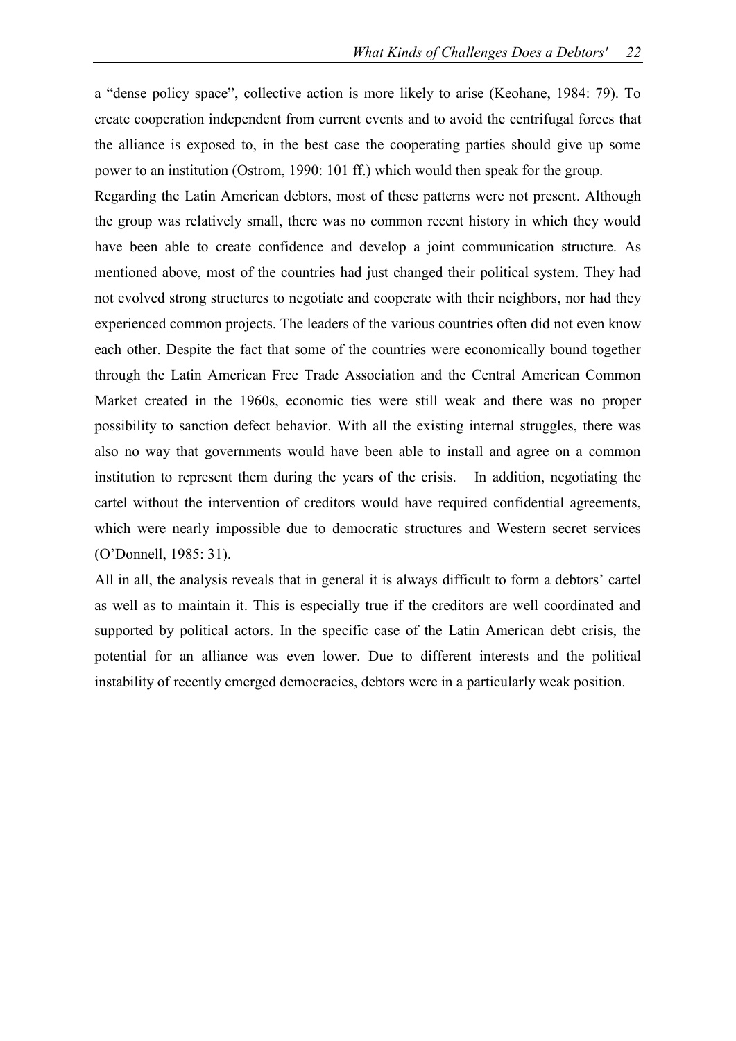a "dense policy space", collective action is more likely to arise (Keohane, 1984: 79). To create cooperation independent from current events and to avoid the centrifugal forces that the alliance is exposed to, in the best case the cooperating parties should give up some power to an institution (Ostrom, 1990: 101 ff.) which would then speak for the group.

Regarding the Latin American debtors, most of these patterns were not present. Although the group was relatively small, there was no common recent history in which they would have been able to create confidence and develop a joint communication structure. As mentioned above, most of the countries had just changed their political system. They had not evolved strong structures to negotiate and cooperate with their neighbors, nor had they experienced common projects. The leaders of the various countries often did not even know each other. Despite the fact that some of the countries were economically bound together through the Latin American Free Trade Association and the Central American Common Market created in the 1960s, economic ties were still weak and there was no proper possibility to sanction defect behavior. With all the existing internal struggles, there was also no way that governments would have been able to install and agree on a common institution to represent them during the years of the crisis. In addition, negotiating the cartel without the intervention of creditors would have required confidential agreements, which were nearly impossible due to democratic structures and Western secret services (O'Donnell, 1985: 31).

All in all, the analysis reveals that in general it is always difficult to form a debtors' cartel as well as to maintain it. This is especially true if the creditors are well coordinated and supported by political actors. In the specific case of the Latin American debt crisis, the potential for an alliance was even lower. Due to different interests and the political instability of recently emerged democracies, debtors were in a particularly weak position.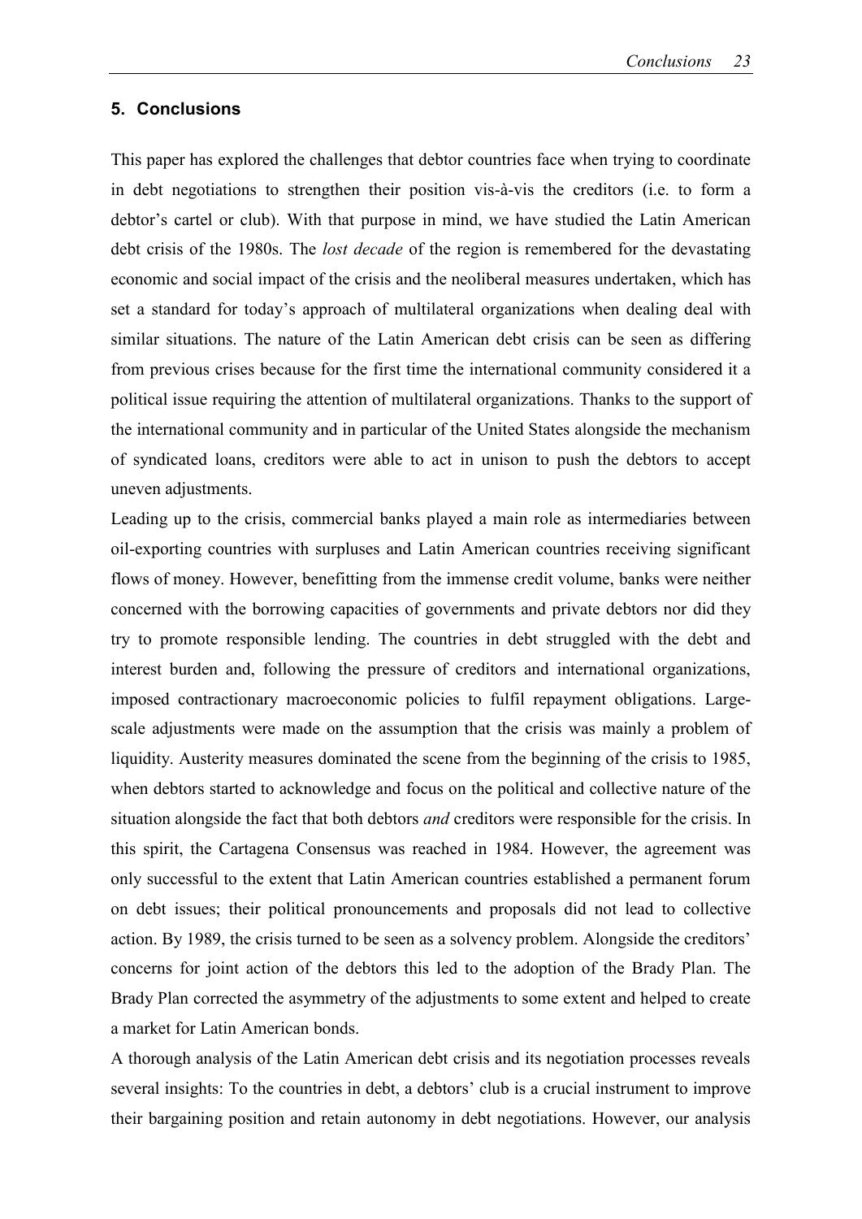## 5. Conclusions

This paper has explored the challenges that debtor countries face when trying to coordinate in debt negotiations to strengthen their position vis-à-vis the creditors (i.e. to form a debtor's cartel or club). With that purpose in mind, we have studied the Latin American debt crisis of the 1980s. The *lost decade* of the region is remembered for the devastating economic and social impact of the crisis and the neoliberal measures undertaken, which has set a standard for today's approach of multilateral organizations when dealing deal with similar situations. The nature of the Latin American debt crisis can be seen as differing from previous crises because for the first time the international community considered it a political issue requiring the attention of multilateral organizations. Thanks to the support of the international community and in particular of the United States alongside the mechanism of syndicated loans, creditors were able to act in unison to push the debtors to accept uneven adjustments.

Leading up to the crisis, commercial banks played a main role as intermediaries between oil-exporting countries with surpluses and Latin American countries receiving significant flows of money. However, benefitting from the immense credit volume, banks were neither concerned with the borrowing capacities of governments and private debtors nor did they try to promote responsible lending. The countries in debt struggled with the debt and interest burden and, following the pressure of creditors and international organizations, imposed contractionary macroeconomic policies to fulfil repayment obligations. Large-scale adjustments were made on the assumption that the crisis was mainly a problem of liquidity. Austerity measures dominated the scene from the beginning of the crisis to 1985, when debtors started to acknowledge and focus on the political and collective nature of the situation alongside the fact that both debtors *and* creditors were responsible for the crisis. In this spirit, the Cartagena Consensus was reached in 1984. However, the agreement was only successful to the extent that Latin American countries established a permanent forum on debt issues; their political pronouncements and proposals did not lead to collective action. By 1989, the crisis turned to be seen as a solvency problem. Alongside the creditors' concerns for joint action of the debtors this led to the adoption of the Brady Plan. The Brady Plan corrected the asymmetry of the adjustments to some extent and helped to create a market for Latin American bonds.

A thorough analysis of the Latin American debt crisis and its negotiation processes reveals several insights: To the countries in debt, a debtors' club is a crucial instrument to improve their bargaining position and retain autonomy in debt negotiations. However, our analysis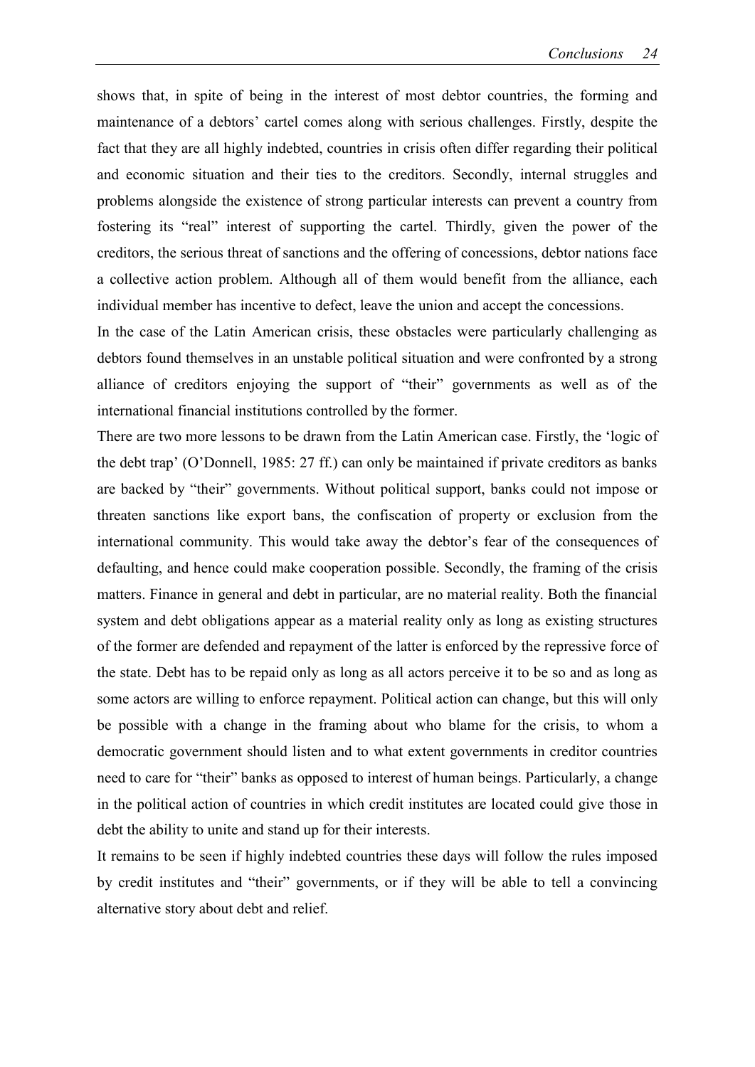shows that, in spite of being in the interest of most debtor countries, the forming and maintenance of a debtors' cartel comes along with serious challenges. Firstly, despite the fact that they are all highly indebted, countries in crisis often differ regarding their political and economic situation and their ties to the creditors. Secondly, internal struggles and problems alongside the existence of strong particular interests can prevent a country from fostering its "real" interest of supporting the cartel. Thirdly, given the power of the creditors, the serious threat of sanctions and the offering of concessions, debtor nations face a collective action problem. Although all of them would benefit from the alliance, each individual member has incentive to defect, leave the union and accept the concessions.

In the case of the Latin American crisis, these obstacles were particularly challenging as debtors found themselves in an unstable political situation and were confronted by a strong alliance of creditors enjoying the support of "their" governments as well as of the international financial institutions controlled by the former.

There are two more lessons to be drawn from the Latin American case. Firstly, the 'logic of the debt trap' (O'Donnell, 1985: 27 ff.) can only be maintained if private creditors as banks are backed by "their" governments. Without political support, banks could not impose or threaten sanctions like export bans, the confiscation of property or exclusion from the international community. This would take away the debtor's fear of the consequences of defaulting, and hence could make cooperation possible. Secondly, the framing of the crisis matters. Finance in general and debt in particular, are no material reality. Both the financial system and debt obligations appear as a material reality only as long as existing structures of the former are defended and repayment of the latter is enforced by the repressive force of the state. Debt has to be repaid only as long as all actors perceive it to be so and as long as some actors are willing to enforce repayment. Political action can change, but this will only be possible with a change in the framing about who blame for the crisis, to whom a democratic government should listen and to what extent governments in creditor countries need to care for "their" banks as opposed to interest of human beings. Particularly, a change in the political action of countries in which credit institutes are located could give those in debt the ability to unite and stand up for their interests.

It remains to be seen if highly indebted countries these days will follow the rules imposed by credit institutes and "their" governments, or if they will be able to tell a convincing alternative story about debt and relief.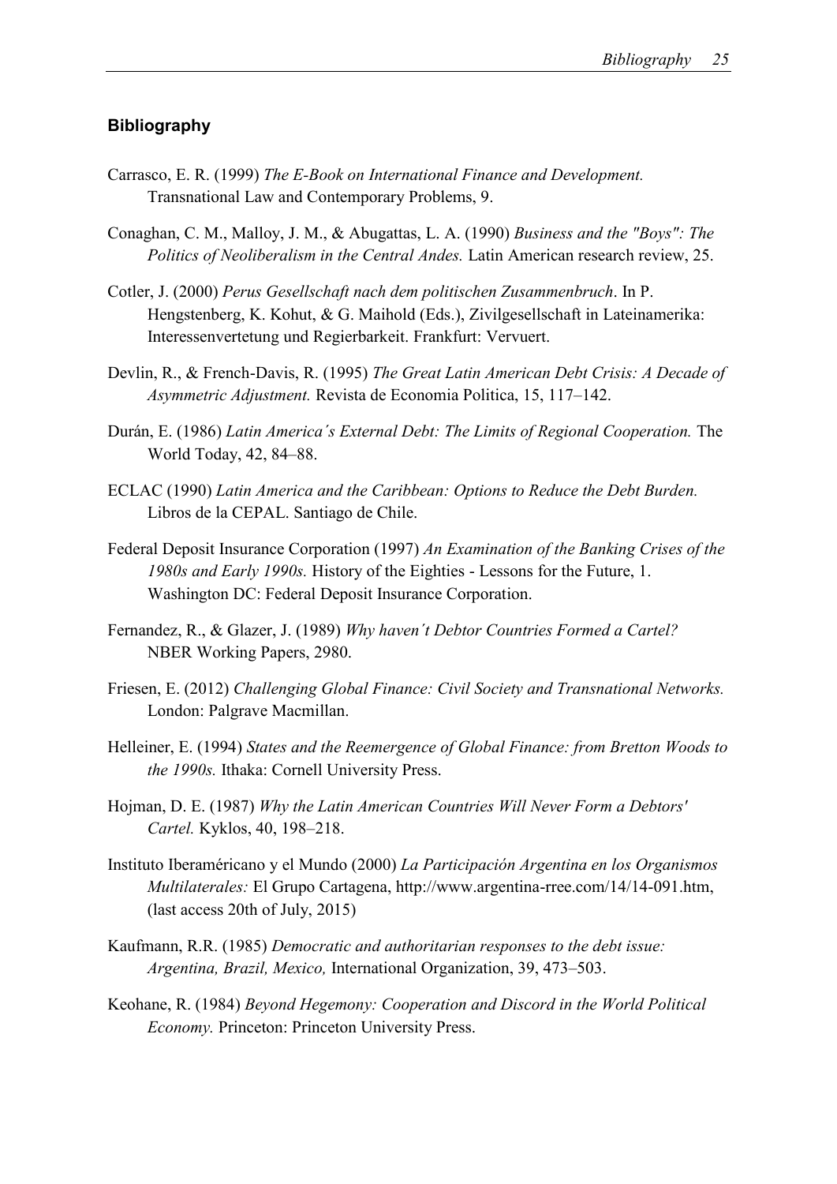## Bibliography

Carrasco, E. R. (1999) *The E-Book on International Finance and Development.* Transnational Law and Contemporary Problems, 9.

Conaghan, C. M., Malloy, J. M., & Abugattas, L. A. (1990) *Business and the "Boys": The Politics of Neoliberalism in the Central Andes.* Latin American research review, 25.

Cotler, J. (2000) *Perus Gesellschaft nach dem politischen Zusammenbruch*. In P. Hengstenberg, K. Kohut, & G. Maihold (Eds.), Zivilgesellschaft in Lateinamerika: Interessenvertetung und Regierbarkeit. Frankfurt: Vervuert.

Devlin, R., & French-Davis, R. (1995) *The Great Latin American Debt Crisis: A Decade of Asymmetric Adjustment.* Revista de Economia Politica, 15, 117–142.

Durán, E. (1986) *Latin America´s External Debt: The Limits of Regional Cooperation.* The World Today, 42, 84–88.

ECLAC (1990) *Latin America and the Caribbean: Options to Reduce the Debt Burden.* Libros de la CEPAL. Santiago de Chile.

Federal Deposit Insurance Corporation (1997) *An Examination of the Banking Crises of the 1980s and Early 1990s.* History of the Eighties - Lessons for the Future, 1. Washington DC: Federal Deposit Insurance Corporation.

Fernandez, R., & Glazer, J. (1989) *Why haven´t Debtor Countries Formed a Cartel?* NBER Working Papers, 2980.

Friesen, E. (2012) *Challenging Global Finance: Civil Society and Transnational Networks.* London: Palgrave Macmillan.

Helleiner, E. (1994) *States and the Reemergence of Global Finance: from Bretton Woods to the 1990s.* Ithaka: Cornell University Press.

Hojman, D. E. (1987) *Why the Latin American Countries Will Never Form a Debtors' Cartel.* Kyklos, 40, 198–218.

Instituto Iberaméricano y el Mundo (2000) *La Participación Argentina en los Organismos Multilaterales:* El Grupo Cartagena, http://www.argentina-rree.com/14/14-091.htm, (last access 20th of July, 2015)

Kaufmann, R.R. (1985) *Democratic and authoritarian responses to the debt issue: Argentina, Brazil, Mexico,* International Organization, 39, 473–503.

Keohane, R. (1984) *Beyond Hegemony: Cooperation and Discord in the World Political Economy.* Princeton: Princeton University Press.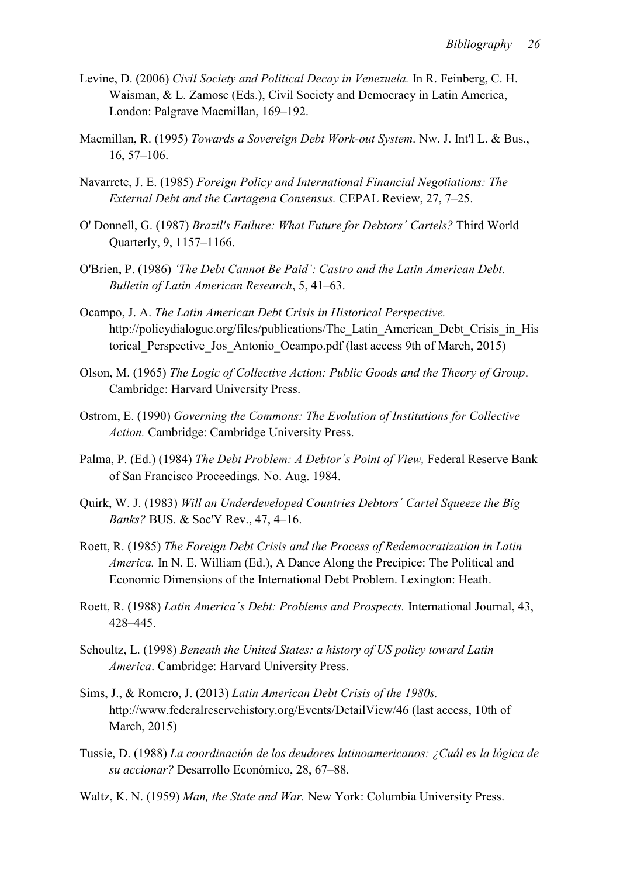Levine, D. (2006) *Civil Society and Political Decay in Venezuela.* In R. Feinberg, C. H. Waisman, & L. Zamosc (Eds.), Civil Society and Democracy in Latin America, London: Palgrave Macmillan, 169–192.

Macmillan, R. (1995) *Towards a Sovereign Debt Work-out System*. Nw. J. Int'l L. & Bus., 16, 57–106.

Navarrete, J. E. (1985) *Foreign Policy and International Financial Negotiations: The External Debt and the Cartagena Consensus.* CEPAL Review, 27, 7–25.

O' Donnell, G. (1987) *Brazil's Failure: What Future for Debtors´ Cartels?* Third World Quarterly, 9, 1157–1166.

O'Brien, P. (1986) *'The Debt Cannot Be Paid': Castro and the Latin American Debt. Bulletin of Latin American Research*, 5, 41–63.

Ocampo, J. A. *The Latin American Debt Crisis in Historical Perspective.* http://policydialogue.org/files/publications/The_Latin_American_Debt_Crisis_in_Historical_Perspective_Jos_Antonio_Ocampo.pdf (last access 9th of March, 2015)

Olson, M. (1965) *The Logic of Collective Action: Public Goods and the Theory of Group*. Cambridge: Harvard University Press.

Ostrom, E. (1990) *Governing the Commons: The Evolution of Institutions for Collective Action.* Cambridge: Cambridge University Press.

Palma, P. (Ed.) (1984) *The Debt Problem: A Debtor´s Point of View,* Federal Reserve Bank of San Francisco Proceedings. No. Aug. 1984.

Quirk, W. J. (1983) *Will an Underdeveloped Countries Debtors´ Cartel Squeeze the Big Banks?* BUS. & Soc'Y Rev., 47, 4–16.

Roett, R. (1985) *The Foreign Debt Crisis and the Process of Redemocratization in Latin America.* In N. E. William (Ed.), A Dance Along the Precipice: The Political and Economic Dimensions of the International Debt Problem. Lexington: Heath.

Roett, R. (1988) *Latin America´s Debt: Problems and Prospects.* International Journal, 43, 428–445.

Schoultz, L. (1998) *Beneath the United States: a history of US policy toward Latin America*. Cambridge: Harvard University Press.

Sims, J., & Romero, J. (2013) *Latin American Debt Crisis of the 1980s.* http://www.federalreservehistory.org/Events/DetailView/46 (last access, 10th of March, 2015)

Tussie, D. (1988) *La coordinación de los deudores latinoamericanos: ¿Cuál es la lógica de su accionar?* Desarrollo Económico, 28, 67–88.

Waltz, K. N. (1959) *Man, the State and War.* New York: Columbia University Press.